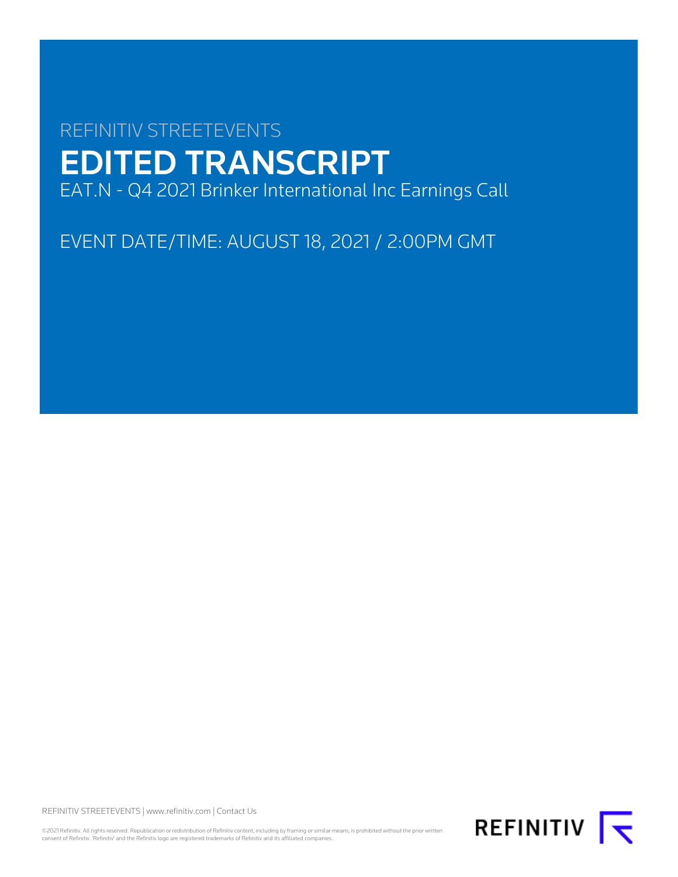REFINITIV STREETEVENTS

# EDITED TRANSCRIPT

EAT.N - Q4 2021 Brinker International Inc Earnings Call

EVENT DATE/TIME: AUGUST 18, 2021 / 2:00PM GMT

REFINITIV STREETEVENTS | www.refinitiv.com | Contact Us

©2021 Refinitiv. All rights reserved. Republication or redistribution of Refinitiv content, including by framing or similar means, is prohibited without the prior written consent of Refinitiv. 'Refinitiv' and the Refinitiv logo are registered trademarks of Refinitiv and its affiliated companies.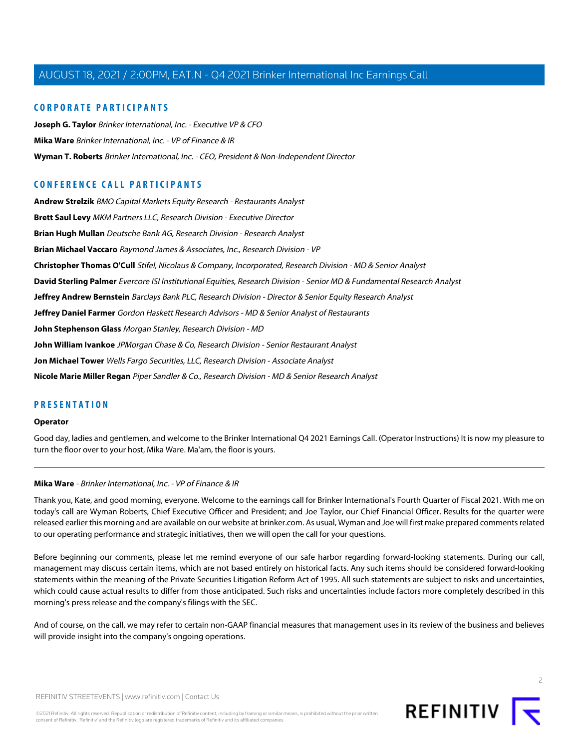## CORPORATE PARTICIPANTS

**Joseph G. Taylor** *Brinker International, Inc. - Executive VP & CFO*

**Mika Ware** *Brinker International, Inc. - VP of Finance & IR*

**Wyman T. Roberts** *Brinker International, Inc. - CEO, President & Non-Independent Director*

## CONFERENCE CALL PARTICIPANTS

**Andrew Strelzik** *BMO Capital Markets Equity Research - Restaurants Analyst*

**Brett Saul Levy** *MKM Partners LLC, Research Division - Executive Director*

**Brian Hugh Mullan** *Deutsche Bank AG, Research Division - Research Analyst*

**Brian Michael Vaccaro** *Raymond James & Associates, Inc., Research Division - VP*

**Christopher Thomas O'Cull** *Stifel, Nicolaus & Company, Incorporated, Research Division - MD & Senior Analyst*

**David Sterling Palmer** *Evercore ISI Institutional Equities, Research Division - Senior MD & Fundamental Research Analyst*

**Jeffrey Andrew Bernstein** *Barclays Bank PLC, Research Division - Director & Senior Equity Research Analyst*

**Jeffrey Daniel Farmer** *Gordon Haskett Research Advisors - MD & Senior Analyst of Restaurants*

**John Stephenson Glass** *Morgan Stanley, Research Division - MD*

**John William Ivankoe** *JPMorgan Chase & Co, Research Division - Senior Restaurant Analyst*

**Jon Michael Tower** *Wells Fargo Securities, LLC, Research Division - Associate Analyst*

**Nicole Marie Miller Regan** *Piper Sandler & Co., Research Division - MD & Senior Research Analyst*

## PRESENTATION

**Operator**

Good day, ladies and gentlemen, and welcome to the Brinker International Q4 2021 Earnings Call. (Operator Instructions) It is now my pleasure to turn the floor over to your host, Mika Ware. Ma'am, the floor is yours.

---

**Mika Ware** - *Brinker International, Inc. - VP of Finance & IR*

Thank you, Kate, and good morning, everyone. Welcome to the earnings call for Brinker International's Fourth Quarter of Fiscal 2021. With me on today's call are Wyman Roberts, Chief Executive Officer and President; and Joe Taylor, our Chief Financial Officer. Results for the quarter were released earlier this morning and are available on our website at brinker.com. As usual, Wyman and Joe will first make prepared comments related to our operating performance and strategic initiatives, then we will open the call for your questions.

Before beginning our comments, please let me remind everyone of our safe harbor regarding forward-looking statements. During our call, management may discuss certain items, which are not based entirely on historical facts. Any such items should be considered forward-looking statements within the meaning of the Private Securities Litigation Reform Act of 1995. All such statements are subject to risks and uncertainties, which could cause actual results to differ from those anticipated. Such risks and uncertainties include factors more completely described in this morning's press release and the company's filings with the SEC.

And of course, on the call, we may refer to certain non-GAAP financial measures that management uses in its review of the business and believes will provide insight into the company's ongoing operations.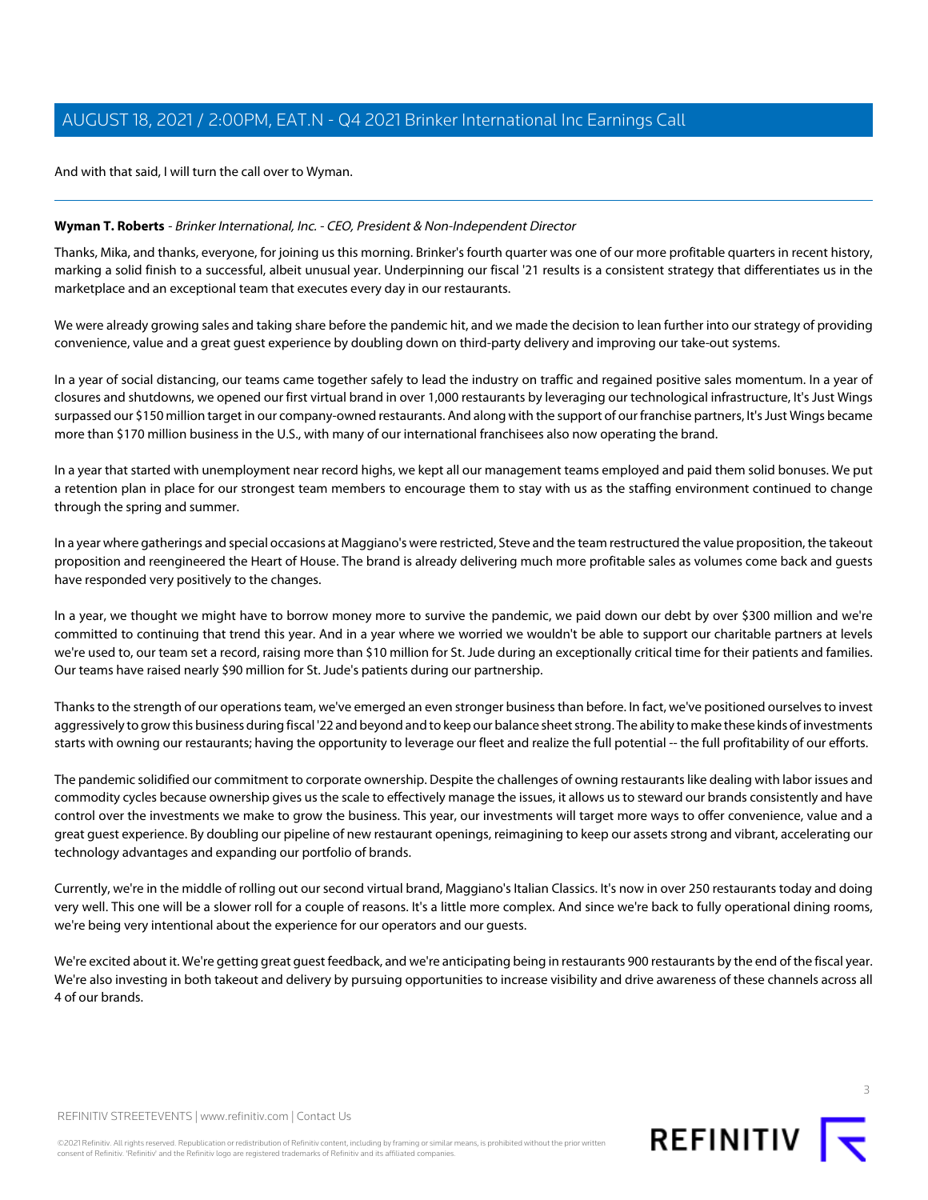And with that said, I will turn the call over to Wyman.

---

**Wyman T. Roberts** - *Brinker International, Inc. - CEO, President & Non-Independent Director*

Thanks, Mika, and thanks, everyone, for joining us this morning. Brinker's fourth quarter was one of our more profitable quarters in recent history, marking a solid finish to a successful, albeit unusual year. Underpinning our fiscal '21 results is a consistent strategy that differentiates us in the marketplace and an exceptional team that executes every day in our restaurants.

We were already growing sales and taking share before the pandemic hit, and we made the decision to lean further into our strategy of providing convenience, value and a great guest experience by doubling down on third-party delivery and improving our take-out systems.

In a year of social distancing, our teams came together safely to lead the industry on traffic and regained positive sales momentum. In a year of closures and shutdowns, we opened our first virtual brand in over 1,000 restaurants by leveraging our technological infrastructure, It's Just Wings surpassed our $150 million target in our company-owned restaurants. And along with the support of our franchise partners, It's Just Wings became more than $170 million business in the U.S., with many of our international franchisees also now operating the brand.

In a year that started with unemployment near record highs, we kept all our management teams employed and paid them solid bonuses. We put a retention plan in place for our strongest team members to encourage them to stay with us as the staffing environment continued to change through the spring and summer.

In a year where gatherings and special occasions at Maggiano's were restricted, Steve and the team restructured the value proposition, the takeout proposition and reengineered the Heart of House. The brand is already delivering much more profitable sales as volumes come back and guests have responded very positively to the changes.

In a year, we thought we might have to borrow money more to survive the pandemic, we paid down our debt by over $300 million and we're committed to continuing that trend this year. And in a year where we worried we wouldn't be able to support our charitable partners at levels we're used to, our team set a record, raising more than $10 million for St. Jude during an exceptionally critical time for their patients and families. Our teams have raised nearly $90 million for St. Jude's patients during our partnership.

Thanks to the strength of our operations team, we've emerged an even stronger business than before. In fact, we've positioned ourselves to invest aggressively to grow this business during fiscal '22 and beyond and to keep our balance sheet strong. The ability to make these kinds of investments starts with owning our restaurants; having the opportunity to leverage our fleet and realize the full potential -- the full profitability of our efforts.

The pandemic solidified our commitment to corporate ownership. Despite the challenges of owning restaurants like dealing with labor issues and commodity cycles because ownership gives us the scale to effectively manage the issues, it allows us to steward our brands consistently and have control over the investments we make to grow the business. This year, our investments will target more ways to offer convenience, value and a great guest experience. By doubling our pipeline of new restaurant openings, reimagining to keep our assets strong and vibrant, accelerating our technology advantages and expanding our portfolio of brands.

Currently, we're in the middle of rolling out our second virtual brand, Maggiano's Italian Classics. It's now in over 250 restaurants today and doing very well. This one will be a slower roll for a couple of reasons. It's a little more complex. And since we're back to fully operational dining rooms, we're being very intentional about the experience for our operators and our guests.

We're excited about it. We're getting great guest feedback, and we're anticipating being in restaurants 900 restaurants by the end of the fiscal year. We're also investing in both takeout and delivery by pursuing opportunities to increase visibility and drive awareness of these channels across all 4 of our brands.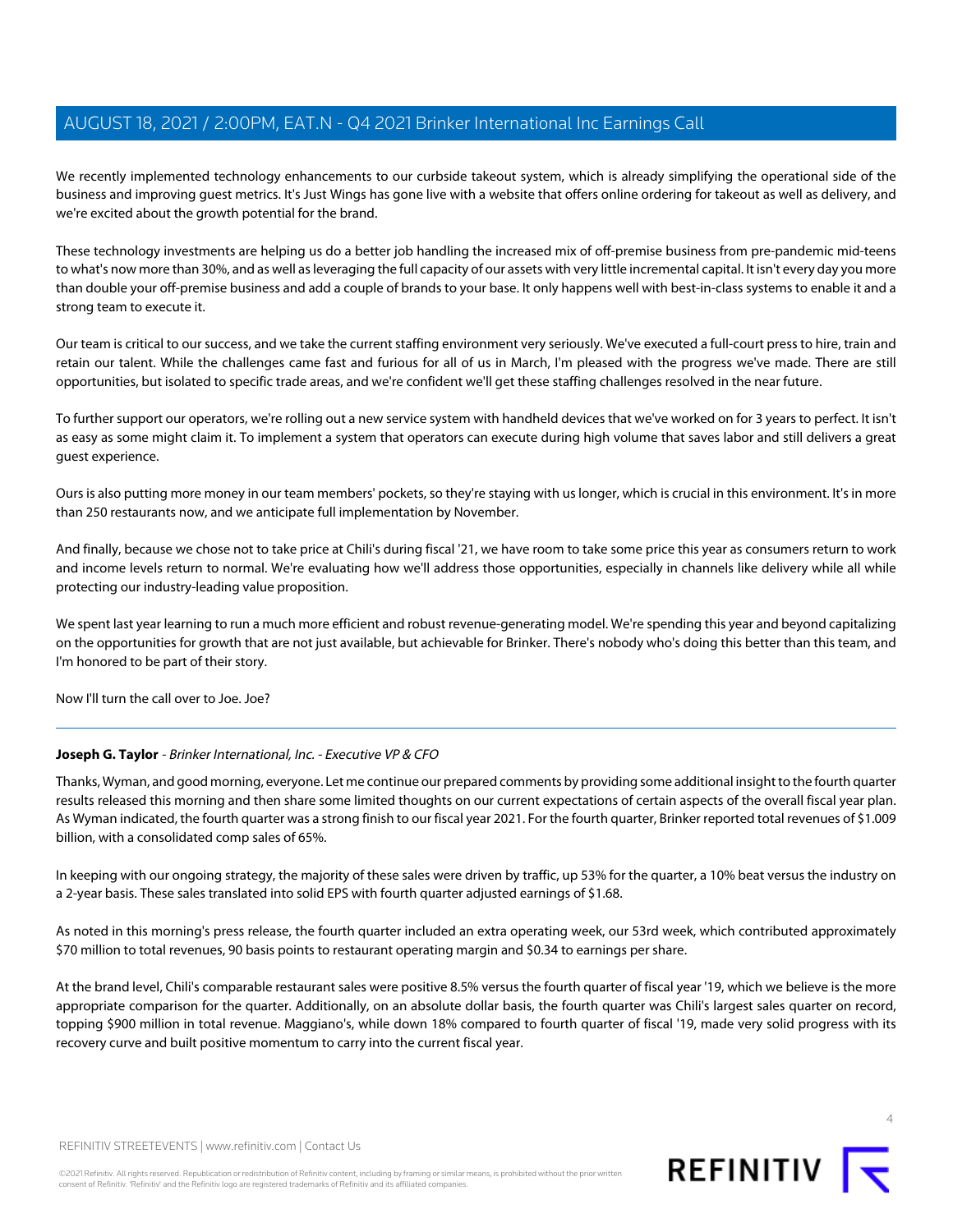We recently implemented technology enhancements to our curbside takeout system, which is already simplifying the operational side of the business and improving guest metrics. It's Just Wings has gone live with a website that offers online ordering for takeout as well as delivery, and we're excited about the growth potential for the brand.

These technology investments are helping us do a better job handling the increased mix of off-premise business from pre-pandemic mid-teens to what's now more than 30%, and as well as leveraging the full capacity of our assets with very little incremental capital. It isn't every day you more than double your off-premise business and add a couple of brands to your base. It only happens well with best-in-class systems to enable it and a strong team to execute it.

Our team is critical to our success, and we take the current staffing environment very seriously. We've executed a full-court press to hire, train and retain our talent. While the challenges came fast and furious for all of us in March, I'm pleased with the progress we've made. There are still opportunities, but isolated to specific trade areas, and we're confident we'll get these staffing challenges resolved in the near future.

To further support our operators, we're rolling out a new service system with handheld devices that we've worked on for 3 years to perfect. It isn't as easy as some might claim it. To implement a system that operators can execute during high volume that saves labor and still delivers a great guest experience.

Ours is also putting more money in our team members' pockets, so they're staying with us longer, which is crucial in this environment. It's in more than 250 restaurants now, and we anticipate full implementation by November.

And finally, because we chose not to take price at Chili's during fiscal '21, we have room to take some price this year as consumers return to work and income levels return to normal. We're evaluating how we'll address those opportunities, especially in channels like delivery while all while protecting our industry-leading value proposition.

We spent last year learning to run a much more efficient and robust revenue-generating model. We're spending this year and beyond capitalizing on the opportunities for growth that are not just available, but achievable for Brinker. There's nobody who's doing this better than this team, and I'm honored to be part of their story.

Now I'll turn the call over to Joe. Joe?

---

**Joseph G. Taylor** - *Brinker International, Inc. - Executive VP & CFO*

Thanks, Wyman, and good morning, everyone. Let me continue our prepared comments by providing some additional insight to the fourth quarter results released this morning and then share some limited thoughts on our current expectations of certain aspects of the overall fiscal year plan. As Wyman indicated, the fourth quarter was a strong finish to our fiscal year 2021. For the fourth quarter, Brinker reported total revenues of $1.009 billion, with a consolidated comp sales of 65%.

In keeping with our ongoing strategy, the majority of these sales were driven by traffic, up 53% for the quarter, a 10% beat versus the industry on a 2-year basis. These sales translated into solid EPS with fourth quarter adjusted earnings of $1.68.

As noted in this morning's press release, the fourth quarter included an extra operating week, our 53rd week, which contributed approximately $70 million to total revenues, 90 basis points to restaurant operating margin and $0.34 to earnings per share.

At the brand level, Chili's comparable restaurant sales were positive 8.5% versus the fourth quarter of fiscal year '19, which we believe is the more appropriate comparison for the quarter. Additionally, on an absolute dollar basis, the fourth quarter was Chili's largest sales quarter on record, topping $900 million in total revenue. Maggiano's, while down 18% compared to fourth quarter of fiscal '19, made very solid progress with its recovery curve and built positive momentum to carry into the current fiscal year.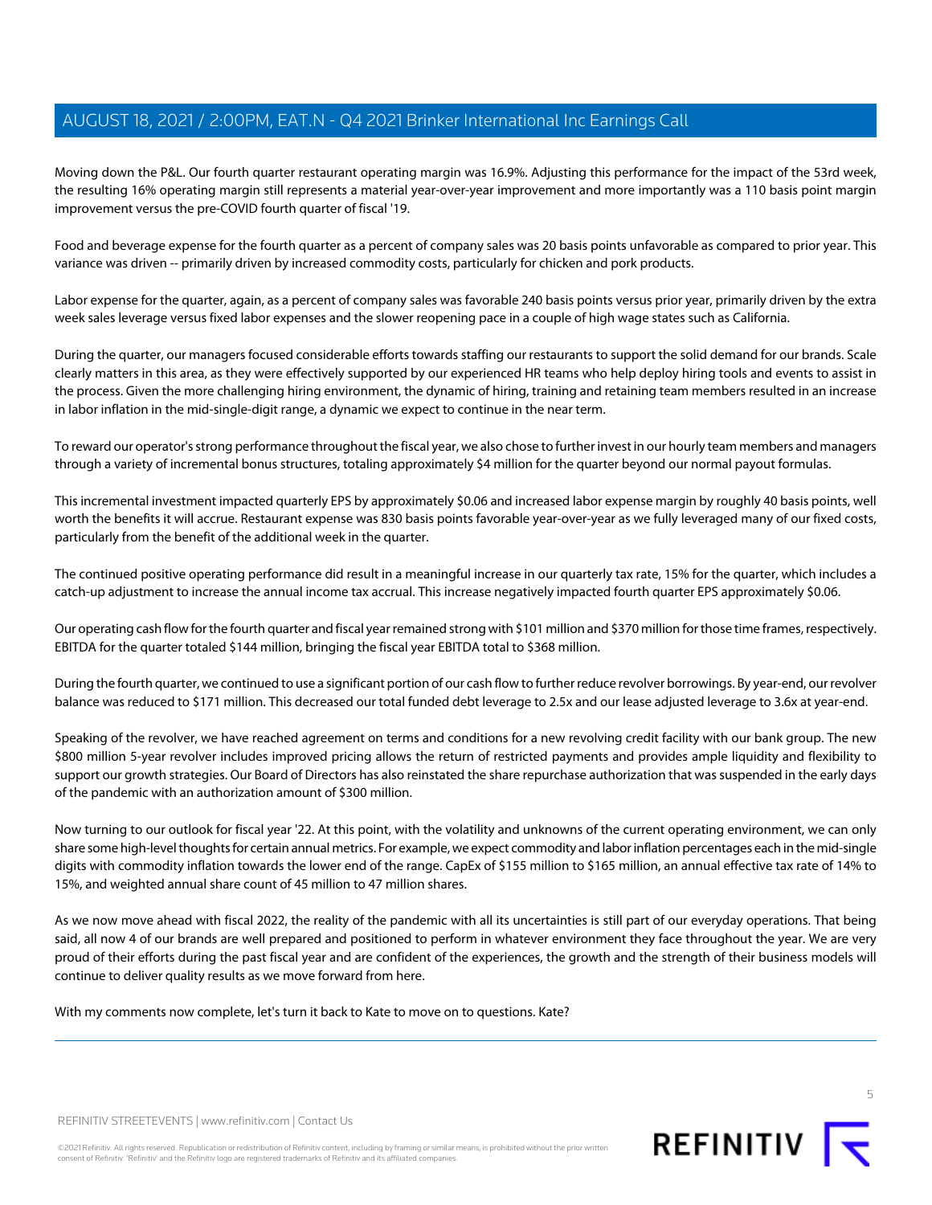Moving down the P&L. Our fourth quarter restaurant operating margin was 16.9%. Adjusting this performance for the impact of the 53rd week, the resulting 16% operating margin still represents a material year-over-year improvement and more importantly was a 110 basis point margin improvement versus the pre-COVID fourth quarter of fiscal '19.

Food and beverage expense for the fourth quarter as a percent of company sales was 20 basis points unfavorable as compared to prior year. This variance was driven -- primarily driven by increased commodity costs, particularly for chicken and pork products.

Labor expense for the quarter, again, as a percent of company sales was favorable 240 basis points versus prior year, primarily driven by the extra week sales leverage versus fixed labor expenses and the slower reopening pace in a couple of high wage states such as California.

During the quarter, our managers focused considerable efforts towards staffing our restaurants to support the solid demand for our brands. Scale clearly matters in this area, as they were effectively supported by our experienced HR teams who help deploy hiring tools and events to assist in the process. Given the more challenging hiring environment, the dynamic of hiring, training and retaining team members resulted in an increase in labor inflation in the mid-single-digit range, a dynamic we expect to continue in the near term.

To reward our operator's strong performance throughout the fiscal year, we also chose to further invest in our hourly team members and managers through a variety of incremental bonus structures, totaling approximately $4 million for the quarter beyond our normal payout formulas.

This incremental investment impacted quarterly EPS by approximately $0.06 and increased labor expense margin by roughly 40 basis points, well worth the benefits it will accrue. Restaurant expense was 830 basis points favorable year-over-year as we fully leveraged many of our fixed costs, particularly from the benefit of the additional week in the quarter.

The continued positive operating performance did result in a meaningful increase in our quarterly tax rate, 15% for the quarter, which includes a catch-up adjustment to increase the annual income tax accrual. This increase negatively impacted fourth quarter EPS approximately $0.06.

Our operating cash flow for the fourth quarter and fiscal year remained strong with $101 million and $370 million for those time frames, respectively. EBITDA for the quarter totaled $144 million, bringing the fiscal year EBITDA total to $368 million.

During the fourth quarter, we continued to use a significant portion of our cash flow to further reduce revolver borrowings. By year-end, our revolver balance was reduced to $171 million. This decreased our total funded debt leverage to 2.5x and our lease adjusted leverage to 3.6x at year-end.

Speaking of the revolver, we have reached agreement on terms and conditions for a new revolving credit facility with our bank group. The new $800 million 5-year revolver includes improved pricing allows the return of restricted payments and provides ample liquidity and flexibility to support our growth strategies. Our Board of Directors has also reinstated the share repurchase authorization that was suspended in the early days of the pandemic with an authorization amount of $300 million.

Now turning to our outlook for fiscal year '22. At this point, with the volatility and unknowns of the current operating environment, we can only share some high-level thoughts for certain annual metrics. For example, we expect commodity and labor inflation percentages each in the mid-single digits with commodity inflation towards the lower end of the range. CapEx of $155 million to $165 million, an annual effective tax rate of 14% to 15%, and weighted annual share count of 45 million to 47 million shares.

As we now move ahead with fiscal 2022, the reality of the pandemic with all its uncertainties is still part of our everyday operations. That being said, all now 4 of our brands are well prepared and positioned to perform in whatever environment they face throughout the year. We are very proud of their efforts during the past fiscal year and are confident of the experiences, the growth and the strength of their business models will continue to deliver quality results as we move forward from here.

With my comments now complete, let's turn it back to Kate to move on to questions. Kate?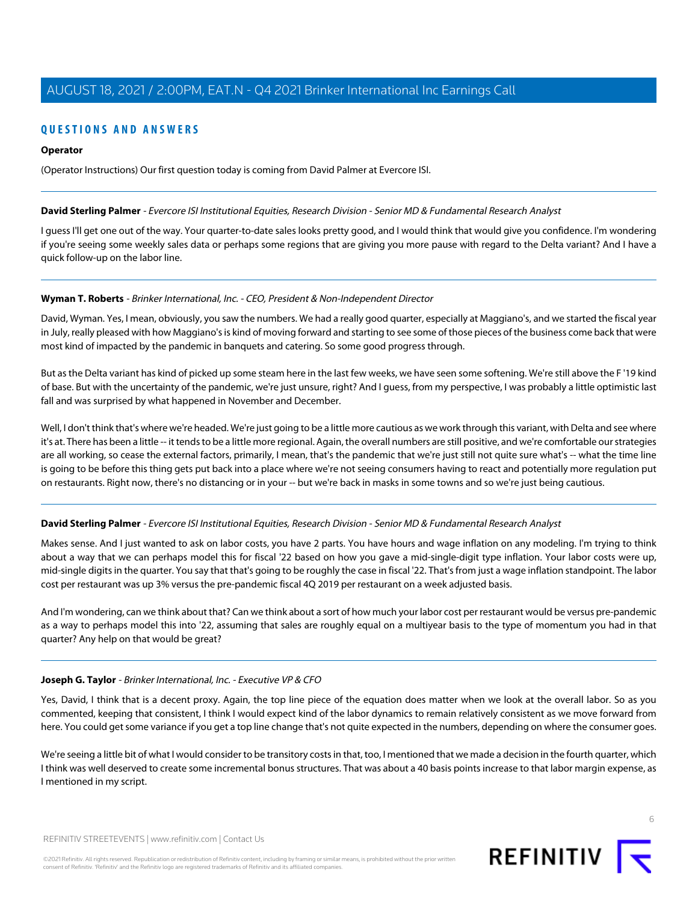## QUESTIONS AND ANSWERS

**Operator**

(Operator Instructions) Our first question today is coming from David Palmer at Evercore ISI.

---

**David Sterling Palmer** - *Evercore ISI Institutional Equities, Research Division - Senior MD & Fundamental Research Analyst*

I guess I'll get one out of the way. Your quarter-to-date sales looks pretty good, and I would think that would give you confidence. I'm wondering if you're seeing some weekly sales data or perhaps some regions that are giving you more pause with regard to the Delta variant? And I have a quick follow-up on the labor line.

---

**Wyman T. Roberts** - *Brinker International, Inc. - CEO, President & Non-Independent Director*

David, Wyman. Yes, I mean, obviously, you saw the numbers. We had a really good quarter, especially at Maggiano's, and we started the fiscal year in July, really pleased with how Maggiano's is kind of moving forward and starting to see some of those pieces of the business come back that were most kind of impacted by the pandemic in banquets and catering. So some good progress through.

But as the Delta variant has kind of picked up some steam here in the last few weeks, we have seen some softening. We're still above the F '19 kind of base. But with the uncertainty of the pandemic, we're just unsure, right? And I guess, from my perspective, I was probably a little optimistic last fall and was surprised by what happened in November and December.

Well, I don't think that's where we're headed. We're just going to be a little more cautious as we work through this variant, with Delta and see where it's at. There has been a little -- it tends to be a little more regional. Again, the overall numbers are still positive, and we're comfortable our strategies are all working, so cease the external factors, primarily, I mean, that's the pandemic that we're just still not quite sure what's -- what the time line is going to be before this thing gets put back into a place where we're not seeing consumers having to react and potentially more regulation put on restaurants. Right now, there's no distancing or in your -- but we're back in masks in some towns and so we're just being cautious.

---

**David Sterling Palmer** - *Evercore ISI Institutional Equities, Research Division - Senior MD & Fundamental Research Analyst*

Makes sense. And I just wanted to ask on labor costs, you have 2 parts. You have hours and wage inflation on any modeling. I'm trying to think about a way that we can perhaps model this for fiscal '22 based on how you gave a mid-single-digit type inflation. Your labor costs were up, mid-single digits in the quarter. You say that that's going to be roughly the case in fiscal '22. That's from just a wage inflation standpoint. The labor cost per restaurant was up 3% versus the pre-pandemic fiscal 4Q 2019 per restaurant on a week adjusted basis.

And I'm wondering, can we think about that? Can we think about a sort of how much your labor cost per restaurant would be versus pre-pandemic as a way to perhaps model this into '22, assuming that sales are roughly equal on a multiyear basis to the type of momentum you had in that quarter? Any help on that would be great?

---

**Joseph G. Taylor** - *Brinker International, Inc. - Executive VP & CFO*

Yes, David, I think that is a decent proxy. Again, the top line piece of the equation does matter when we look at the overall labor. So as you commented, keeping that consistent, I think I would expect kind of the labor dynamics to remain relatively consistent as we move forward from here. You could get some variance if you get a top line change that's not quite expected in the numbers, depending on where the consumer goes.

We're seeing a little bit of what I would consider to be transitory costs in that, too, I mentioned that we made a decision in the fourth quarter, which I think was well deserved to create some incremental bonus structures. That was about a 40 basis points increase to that labor margin expense, as I mentioned in my script.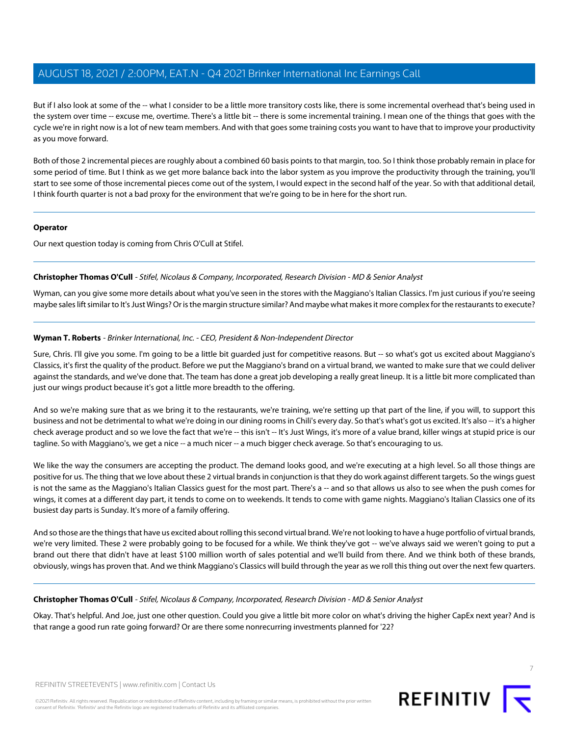But if I also look at some of the -- what I consider to be a little more transitory costs like, there is some incremental overhead that's being used in the system over time -- excuse me, overtime. There's a little bit -- there is some incremental training. I mean one of the things that goes with the cycle we're in right now is a lot of new team members. And with that goes some training costs you want to have that to improve your productivity as you move forward.

Both of those 2 incremental pieces are roughly about a combined 60 basis points to that margin, too. So I think those probably remain in place for some period of time. But I think as we get more balance back into the labor system as you improve the productivity through the training, you'll start to see some of those incremental pieces come out of the system, I would expect in the second half of the year. So with that additional detail, I think fourth quarter is not a bad proxy for the environment that we're going to be in here for the short run.

---

**Operator**

Our next question today is coming from Chris O'Cull at Stifel.

---

**Christopher Thomas O'Cull** - *Stifel, Nicolaus & Company, Incorporated, Research Division - MD & Senior Analyst*

Wyman, can you give some more details about what you've seen in the stores with the Maggiano's Italian Classics. I'm just curious if you're seeing maybe sales lift similar to It's Just Wings? Or is the margin structure similar? And maybe what makes it more complex for the restaurants to execute?

---

**Wyman T. Roberts** - *Brinker International, Inc. - CEO, President & Non-Independent Director*

Sure, Chris. I'll give you some. I'm going to be a little bit guarded just for competitive reasons. But -- so what's got us excited about Maggiano's Classics, it's first the quality of the product. Before we put the Maggiano's brand on a virtual brand, we wanted to make sure that we could deliver against the standards, and we've done that. The team has done a great job developing a really great lineup. It is a little bit more complicated than just our wings product because it's got a little more breadth to the offering.

And so we're making sure that as we bring it to the restaurants, we're training, we're setting up that part of the line, if you will, to support this business and not be detrimental to what we're doing in our dining rooms in Chili's every day. So that's what's got us excited. It's also -- it's a higher check average product and so we love the fact that we're -- this isn't -- It's Just Wings, it's more of a value brand, killer wings at stupid price is our tagline. So with Maggiano's, we get a nice -- a much nicer -- a much bigger check average. So that's encouraging to us.

We like the way the consumers are accepting the product. The demand looks good, and we're executing at a high level. So all those things are positive for us. The thing that we love about these 2 virtual brands in conjunction is that they do work against different targets. So the wings guest is not the same as the Maggiano's Italian Classics guest for the most part. There's a -- and so that allows us also to see when the push comes for wings, it comes at a different day part, it tends to come on to weekends. It tends to come with game nights. Maggiano's Italian Classics one of its busiest day parts is Sunday. It's more of a family offering.

And so those are the things that have us excited about rolling this second virtual brand. We're not looking to have a huge portfolio of virtual brands, we're very limited. These 2 were probably going to be focused for a while. We think they've got -- we've always said we weren't going to put a brand out there that didn't have at least $100 million worth of sales potential and we'll build from there. And we think both of these brands, obviously, wings has proven that. And we think Maggiano's Classics will build through the year as we roll this thing out over the next few quarters.

---

**Christopher Thomas O'Cull** - *Stifel, Nicolaus & Company, Incorporated, Research Division - MD & Senior Analyst*

Okay. That's helpful. And Joe, just one other question. Could you give a little bit more color on what's driving the higher CapEx next year? And is that range a good run rate going forward? Or are there some nonrecurring investments planned for '22?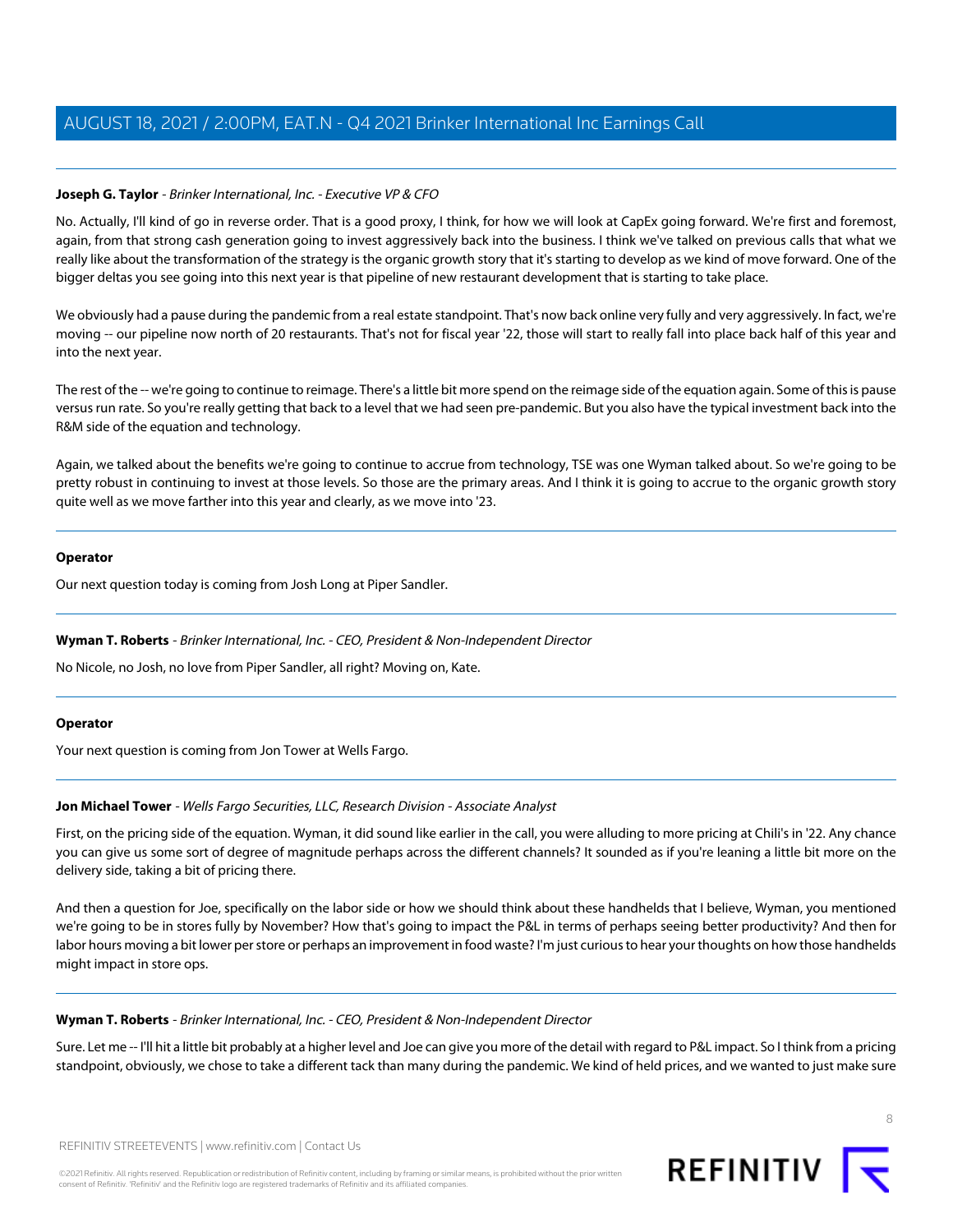**Joseph G. Taylor** - *Brinker International, Inc. - Executive VP & CFO*

No. Actually, I'll kind of go in reverse order. That is a good proxy, I think, for how we will look at CapEx going forward. We're first and foremost, again, from that strong cash generation going to invest aggressively back into the business. I think we've talked on previous calls that what we really like about the transformation of the strategy is the organic growth story that it's starting to develop as we kind of move forward. One of the bigger deltas you see going into this next year is that pipeline of new restaurant development that is starting to take place.

We obviously had a pause during the pandemic from a real estate standpoint. That's now back online very fully and very aggressively. In fact, we're moving -- our pipeline now north of 20 restaurants. That's not for fiscal year '22, those will start to really fall into place back half of this year and into the next year.

The rest of the -- we're going to continue to reimage. There's a little bit more spend on the reimage side of the equation again. Some of this is pause versus run rate. So you're really getting that back to a level that we had seen pre-pandemic. But you also have the typical investment back into the R&M side of the equation and technology.

Again, we talked about the benefits we're going to continue to accrue from technology, TSE was one Wyman talked about. So we're going to be pretty robust in continuing to invest at those levels. So those are the primary areas. And I think it is going to accrue to the organic growth story quite well as we move farther into this year and clearly, as we move into '23.

---

**Operator**

Our next question today is coming from Josh Long at Piper Sandler.

---

**Wyman T. Roberts** - *Brinker International, Inc. - CEO, President & Non-Independent Director*

No Nicole, no Josh, no love from Piper Sandler, all right? Moving on, Kate.

---

**Operator**

Your next question is coming from Jon Tower at Wells Fargo.

---

**Jon Michael Tower** - *Wells Fargo Securities, LLC, Research Division - Associate Analyst*

First, on the pricing side of the equation. Wyman, it did sound like earlier in the call, you were alluding to more pricing at Chili's in '22. Any chance you can give us some sort of degree of magnitude perhaps across the different channels? It sounded as if you're leaning a little bit more on the delivery side, taking a bit of pricing there.

And then a question for Joe, specifically on the labor side or how we should think about these handhelds that I believe, Wyman, you mentioned we're going to be in stores fully by November? How that's going to impact the P&L in terms of perhaps seeing better productivity? And then for labor hours moving a bit lower per store or perhaps an improvement in food waste? I'm just curious to hear your thoughts on how those handhelds might impact in store ops.

---

**Wyman T. Roberts** - *Brinker International, Inc. - CEO, President & Non-Independent Director*

Sure. Let me -- I'll hit a little bit probably at a higher level and Joe can give you more of the detail with regard to P&L impact. So I think from a pricing standpoint, obviously, we chose to take a different tack than many during the pandemic. We kind of held prices, and we wanted to just make sure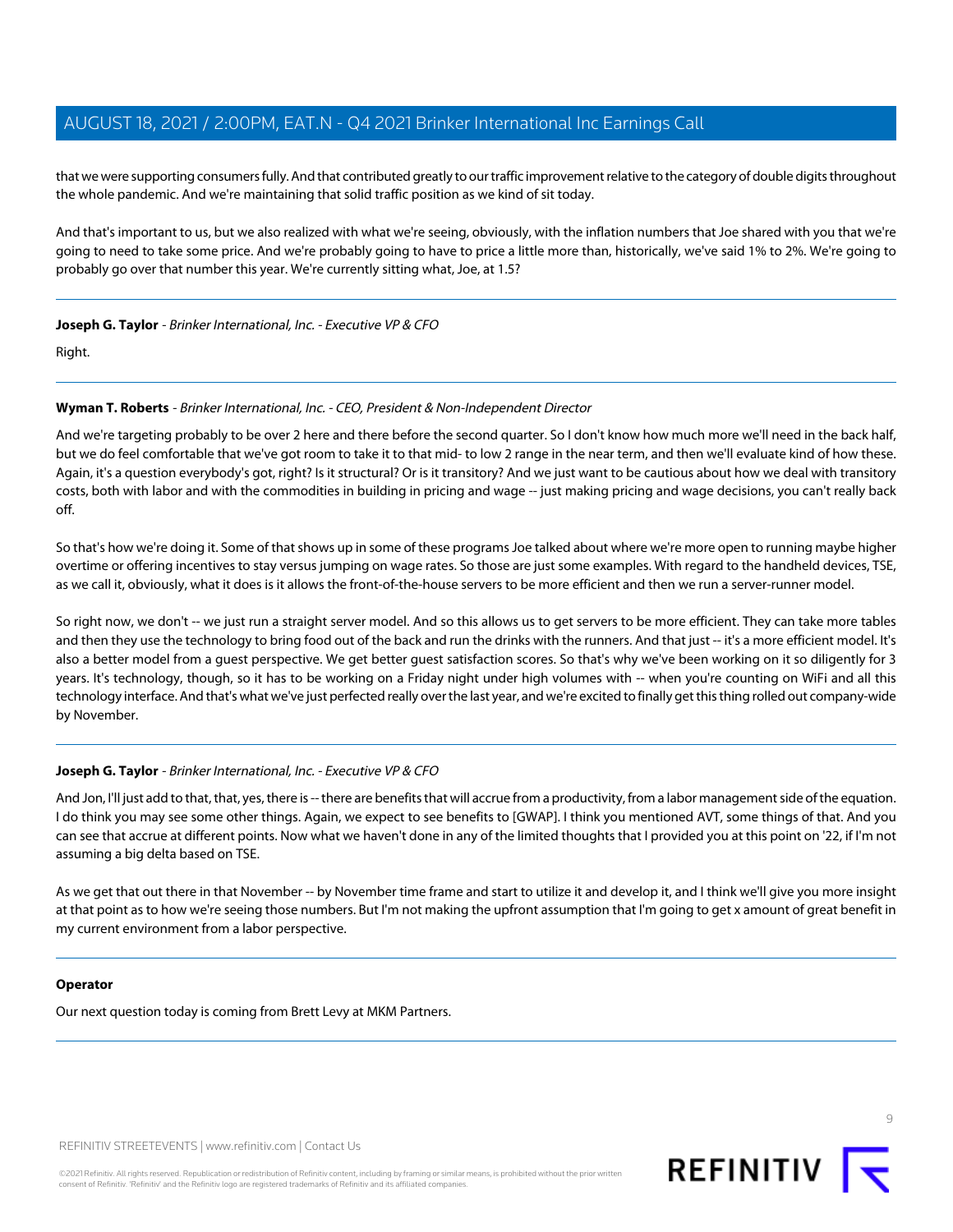that we were supporting consumers fully. And that contributed greatly to our traffic improvement relative to the category of double digits throughout the whole pandemic. And we're maintaining that solid traffic position as we kind of sit today.

And that's important to us, but we also realized with what we're seeing, obviously, with the inflation numbers that Joe shared with you that we're going to need to take some price. And we're probably going to have to price a little more than, historically, we've said 1% to 2%. We're going to probably go over that number this year. We're currently sitting what, Joe, at 1.5?

---

**Joseph G. Taylor** - *Brinker International, Inc. - Executive VP & CFO*

Right.

---

**Wyman T. Roberts** - *Brinker International, Inc. - CEO, President & Non-Independent Director*

And we're targeting probably to be over 2 here and there before the second quarter. So I don't know how much more we'll need in the back half, but we do feel comfortable that we've got room to take it to that mid- to low 2 range in the near term, and then we'll evaluate kind of how these. Again, it's a question everybody's got, right? Is it structural? Or is it transitory? And we just want to be cautious about how we deal with transitory costs, both with labor and with the commodities in building in pricing and wage -- just making pricing and wage decisions, you can't really back off.

So that's how we're doing it. Some of that shows up in some of these programs Joe talked about where we're more open to running maybe higher overtime or offering incentives to stay versus jumping on wage rates. So those are just some examples. With regard to the handheld devices, TSE, as we call it, obviously, what it does is it allows the front-of-the-house servers to be more efficient and then we run a server-runner model.

So right now, we don't -- we just run a straight server model. And so this allows us to get servers to be more efficient. They can take more tables and then they use the technology to bring food out of the back and run the drinks with the runners. And that just -- it's a more efficient model. It's also a better model from a guest perspective. We get better guest satisfaction scores. So that's why we've been working on it so diligently for 3 years. It's technology, though, so it has to be working on a Friday night under high volumes with -- when you're counting on WiFi and all this technology interface. And that's what we've just perfected really over the last year, and we're excited to finally get this thing rolled out company-wide by November.

---

**Joseph G. Taylor** - *Brinker International, Inc. - Executive VP & CFO*

And Jon, I'll just add to that, that, yes, there is -- there are benefits that will accrue from a productivity, from a labor management side of the equation. I do think you may see some other things. Again, we expect to see benefits to [GWAP]. I think you mentioned AVT, some things of that. And you can see that accrue at different points. Now what we haven't done in any of the limited thoughts that I provided you at this point on '22, if I'm not assuming a big delta based on TSE.

As we get that out there in that November -- by November time frame and start to utilize it and develop it, and I think we'll give you more insight at that point as to how we're seeing those numbers. But I'm not making the upfront assumption that I'm going to get x amount of great benefit in my current environment from a labor perspective.

---

**Operator**

Our next question today is coming from Brett Levy at MKM Partners.

---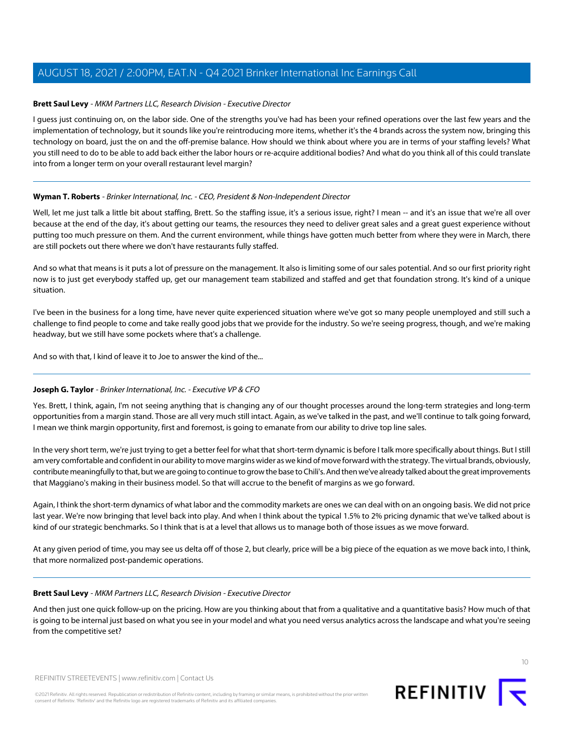**Brett Saul Levy** - *MKM Partners LLC, Research Division - Executive Director*

I guess just continuing on, on the labor side. One of the strengths you've had has been your refined operations over the last few years and the implementation of technology, but it sounds like you're reintroducing more items, whether it's the 4 brands across the system now, bringing this technology on board, just the on and the off-premise balance. How should we think about where you are in terms of your staffing levels? What you still need to do to be able to add back either the labor hours or re-acquire additional bodies? And what do you think all of this could translate into from a longer term on your overall restaurant level margin?

---

**Wyman T. Roberts** - *Brinker International, Inc. - CEO, President & Non-Independent Director*

Well, let me just talk a little bit about staffing, Brett. So the staffing issue, it's a serious issue, right? I mean -- and it's an issue that we're all over because at the end of the day, it's about getting our teams, the resources they need to deliver great sales and a great guest experience without putting too much pressure on them. And the current environment, while things have gotten much better from where they were in March, there are still pockets out there where we don't have restaurants fully staffed.

And so what that means is it puts a lot of pressure on the management. It also is limiting some of our sales potential. And so our first priority right now is to just get everybody staffed up, get our management team stabilized and staffed and get that foundation strong. It's kind of a unique situation.

I've been in the business for a long time, have never quite experienced situation where we've got so many people unemployed and still such a challenge to find people to come and take really good jobs that we provide for the industry. So we're seeing progress, though, and we're making headway, but we still have some pockets where that's a challenge.

And so with that, I kind of leave it to Joe to answer the kind of the...

---

**Joseph G. Taylor** - *Brinker International, Inc. - Executive VP & CFO*

Yes. Brett, I think, again, I'm not seeing anything that is changing any of our thought processes around the long-term strategies and long-term opportunities from a margin stand. Those are all very much still intact. Again, as we've talked in the past, and we'll continue to talk going forward, I mean we think margin opportunity, first and foremost, is going to emanate from our ability to drive top line sales.

In the very short term, we're just trying to get a better feel for what that short-term dynamic is before I talk more specifically about things. But I still am very comfortable and confident in our ability to move margins wider as we kind of move forward with the strategy. The virtual brands, obviously, contribute meaningfully to that, but we are going to continue to grow the base to Chili's. And then we've already talked about the great improvements that Maggiano's making in their business model. So that will accrue to the benefit of margins as we go forward.

Again, I think the short-term dynamics of what labor and the commodity markets are ones we can deal with on an ongoing basis. We did not price last year. We're now bringing that level back into play. And when I think about the typical 1.5% to 2% pricing dynamic that we've talked about is kind of our strategic benchmarks. So I think that is at a level that allows us to manage both of those issues as we move forward.

At any given period of time, you may see us delta off of those 2, but clearly, price will be a big piece of the equation as we move back into, I think, that more normalized post-pandemic operations.

---

**Brett Saul Levy** - *MKM Partners LLC, Research Division - Executive Director*

And then just one quick follow-up on the pricing. How are you thinking about that from a qualitative and a quantitative basis? How much of that is going to be internal just based on what you see in your model and what you need versus analytics across the landscape and what you're seeing from the competitive set?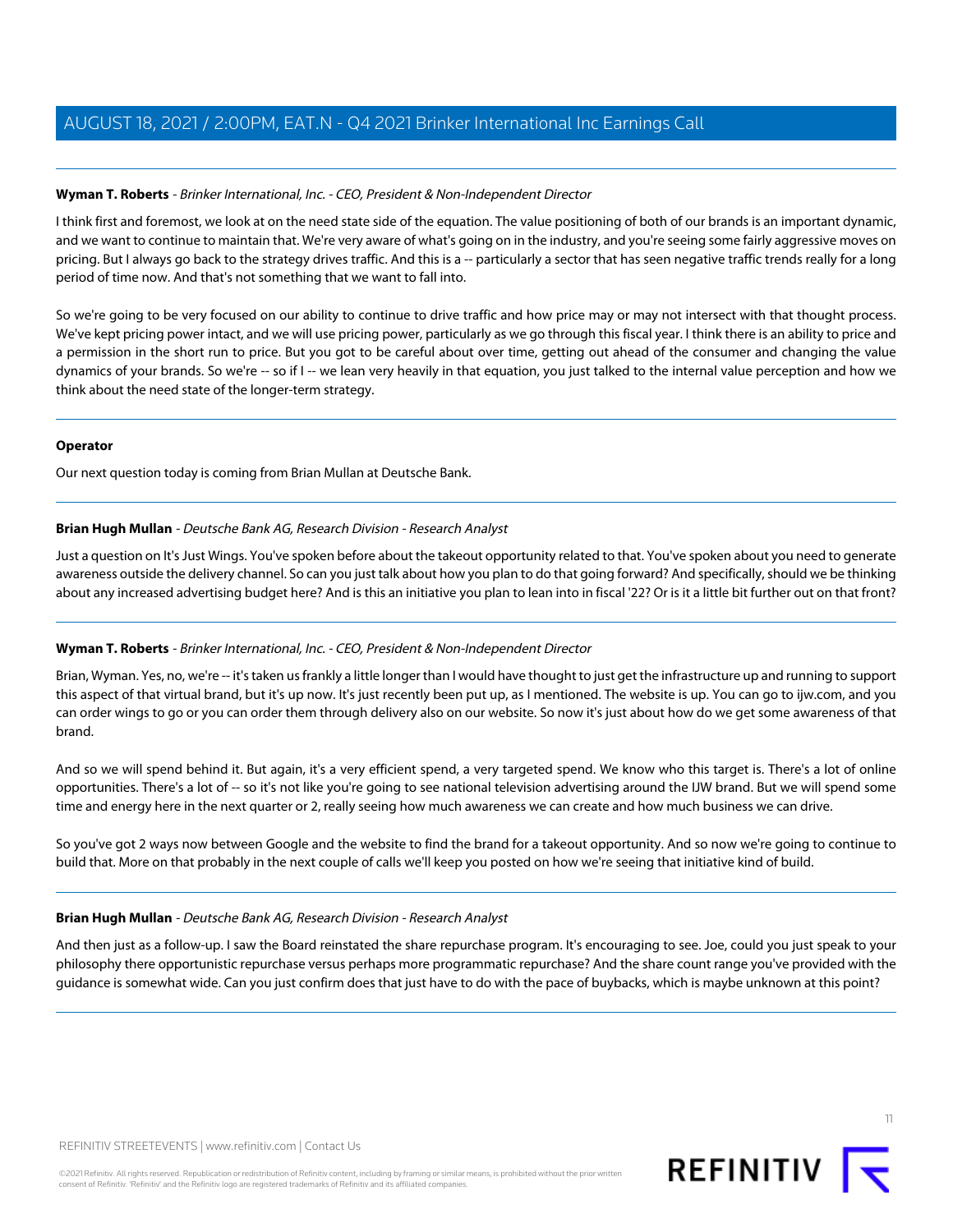**Wyman T. Roberts** - *Brinker International, Inc. - CEO, President & Non-Independent Director*

I think first and foremost, we look at on the need state side of the equation. The value positioning of both of our brands is an important dynamic, and we want to continue to maintain that. We're very aware of what's going on in the industry, and you're seeing some fairly aggressive moves on pricing. But I always go back to the strategy drives traffic. And this is a -- particularly a sector that has seen negative traffic trends really for a long period of time now. And that's not something that we want to fall into.

So we're going to be very focused on our ability to continue to drive traffic and how price may or may not intersect with that thought process. We've kept pricing power intact, and we will use pricing power, particularly as we go through this fiscal year. I think there is an ability to price and a permission in the short run to price. But you got to be careful about over time, getting out ahead of the consumer and changing the value dynamics of your brands. So we're -- so if I -- we lean very heavily in that equation, you just talked to the internal value perception and how we think about the need state of the longer-term strategy.

---

**Operator**

Our next question today is coming from Brian Mullan at Deutsche Bank.

---

**Brian Hugh Mullan** - *Deutsche Bank AG, Research Division - Research Analyst*

Just a question on It's Just Wings. You've spoken before about the takeout opportunity related to that. You've spoken about you need to generate awareness outside the delivery channel. So can you just talk about how you plan to do that going forward? And specifically, should we be thinking about any increased advertising budget here? And is this an initiative you plan to lean into in fiscal '22? Or is it a little bit further out on that front?

---

**Wyman T. Roberts** - *Brinker International, Inc. - CEO, President & Non-Independent Director*

Brian, Wyman. Yes, no, we're -- it's taken us frankly a little longer than I would have thought to just get the infrastructure up and running to support this aspect of that virtual brand, but it's up now. It's just recently been put up, as I mentioned. The website is up. You can go to ijw.com, and you can order wings to go or you can order them through delivery also on our website. So now it's just about how do we get some awareness of that brand.

And so we will spend behind it. But again, it's a very efficient spend, a very targeted spend. We know who this target is. There's a lot of online opportunities. There's a lot of -- so it's not like you're going to see national television advertising around the IJW brand. But we will spend some time and energy here in the next quarter or 2, really seeing how much awareness we can create and how much business we can drive.

So you've got 2 ways now between Google and the website to find the brand for a takeout opportunity. And so now we're going to continue to build that. More on that probably in the next couple of calls we'll keep you posted on how we're seeing that initiative kind of build.

---

**Brian Hugh Mullan** - *Deutsche Bank AG, Research Division - Research Analyst*

And then just as a follow-up. I saw the Board reinstated the share repurchase program. It's encouraging to see. Joe, could you just speak to your philosophy there opportunistic repurchase versus perhaps more programmatic repurchase? And the share count range you've provided with the guidance is somewhat wide. Can you just confirm does that just have to do with the pace of buybacks, which is maybe unknown at this point?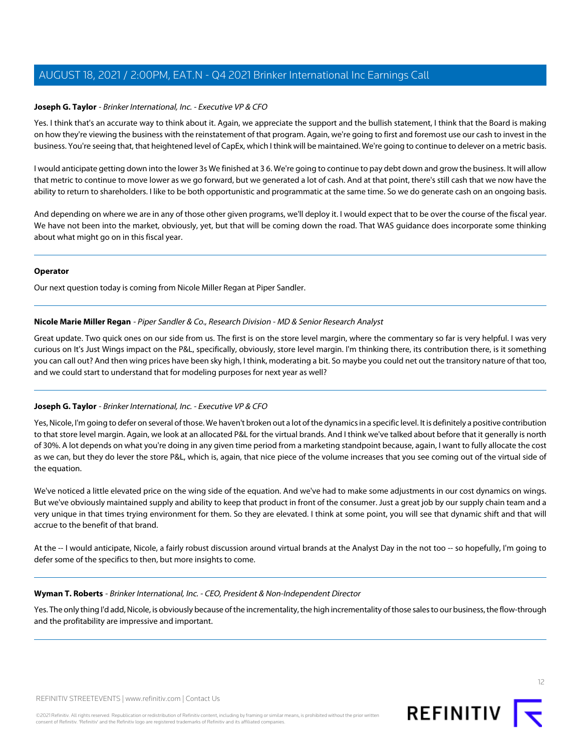**Joseph G. Taylor** - *Brinker International, Inc. - Executive VP & CFO*

Yes. I think that's an accurate way to think about it. Again, we appreciate the support and the bullish statement, I think that the Board is making on how they're viewing the business with the reinstatement of that program. Again, we're going to first and foremost use our cash to invest in the business. You're seeing that, that heightened level of CapEx, which I think will be maintained. We're going to continue to delever on a metric basis.

I would anticipate getting down into the lower 3s We finished at 3 6. We're going to continue to pay debt down and grow the business. It will allow that metric to continue to move lower as we go forward, but we generated a lot of cash. And at that point, there's still cash that we now have the ability to return to shareholders. I like to be both opportunistic and programmatic at the same time. So we do generate cash on an ongoing basis.

And depending on where we are in any of those other given programs, we'll deploy it. I would expect that to be over the course of the fiscal year. We have not been into the market, obviously, yet, but that will be coming down the road. That WAS guidance does incorporate some thinking about what might go on in this fiscal year.

---

**Operator**

Our next question today is coming from Nicole Miller Regan at Piper Sandler.

---

**Nicole Marie Miller Regan** - *Piper Sandler & Co., Research Division - MD & Senior Research Analyst*

Great update. Two quick ones on our side from us. The first is on the store level margin, where the commentary so far is very helpful. I was very curious on It's Just Wings impact on the P&L, specifically, obviously, store level margin. I'm thinking there, its contribution there, is it something you can call out? And then wing prices have been sky high, I think, moderating a bit. So maybe you could net out the transitory nature of that too, and we could start to understand that for modeling purposes for next year as well?

---

**Joseph G. Taylor** - *Brinker International, Inc. - Executive VP & CFO*

Yes, Nicole, I'm going to defer on several of those. We haven't broken out a lot of the dynamics in a specific level. It is definitely a positive contribution to that store level margin. Again, we look at an allocated P&L for the virtual brands. And I think we've talked about before that it generally is north of 30%. A lot depends on what you're doing in any given time period from a marketing standpoint because, again, I want to fully allocate the cost as we can, but they do lever the store P&L, which is, again, that nice piece of the volume increases that you see coming out of the virtual side of the equation.

We've noticed a little elevated price on the wing side of the equation. And we've had to make some adjustments in our cost dynamics on wings. But we've obviously maintained supply and ability to keep that product in front of the consumer. Just a great job by our supply chain team and a very unique in that times trying environment for them. So they are elevated. I think at some point, you will see that dynamic shift and that will accrue to the benefit of that brand.

At the -- I would anticipate, Nicole, a fairly robust discussion around virtual brands at the Analyst Day in the not too -- so hopefully, I'm going to defer some of the specifics to then, but more insights to come.

---

**Wyman T. Roberts** - *Brinker International, Inc. - CEO, President & Non-Independent Director*

Yes. The only thing I'd add, Nicole, is obviously because of the incrementality, the high incrementality of those sales to our business, the flow-through and the profitability are impressive and important.

---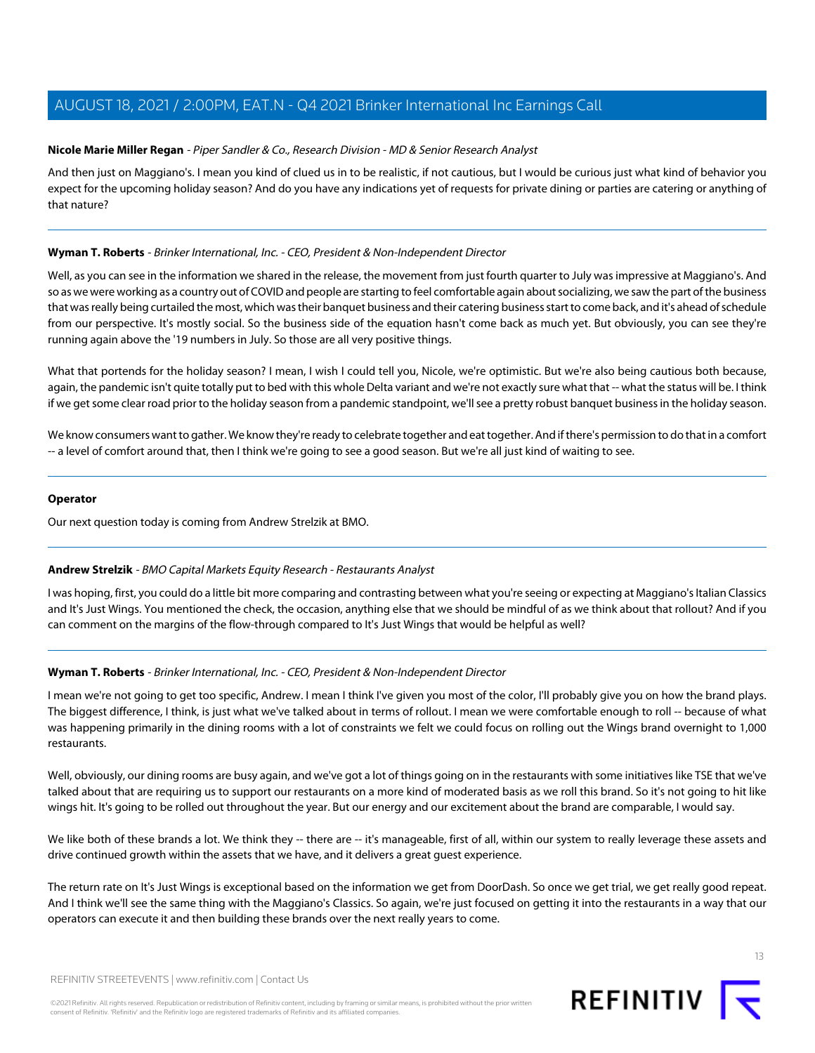**Nicole Marie Miller Regan** - *Piper Sandler & Co., Research Division - MD & Senior Research Analyst*

And then just on Maggiano's. I mean you kind of clued us in to be realistic, if not cautious, but I would be curious just what kind of behavior you expect for the upcoming holiday season? And do you have any indications yet of requests for private dining or parties are catering or anything of that nature?

---

**Wyman T. Roberts** - *Brinker International, Inc. - CEO, President & Non-Independent Director*

Well, as you can see in the information we shared in the release, the movement from just fourth quarter to July was impressive at Maggiano's. And so as we were working as a country out of COVID and people are starting to feel comfortable again about socializing, we saw the part of the business that was really being curtailed the most, which was their banquet business and their catering business start to come back, and it's ahead of schedule from our perspective. It's mostly social. So the business side of the equation hasn't come back as much yet. But obviously, you can see they're running again above the '19 numbers in July. So those are all very positive things.

What that portends for the holiday season? I mean, I wish I could tell you, Nicole, we're optimistic. But we're also being cautious both because, again, the pandemic isn't quite totally put to bed with this whole Delta variant and we're not exactly sure what that -- what the status will be. I think if we get some clear road prior to the holiday season from a pandemic standpoint, we'll see a pretty robust banquet business in the holiday season.

We know consumers want to gather. We know they're ready to celebrate together and eat together. And if there's permission to do that in a comfort -- a level of comfort around that, then I think we're going to see a good season. But we're all just kind of waiting to see.

---

**Operator**

Our next question today is coming from Andrew Strelzik at BMO.

---

**Andrew Strelzik** - *BMO Capital Markets Equity Research - Restaurants Analyst*

I was hoping, first, you could do a little bit more comparing and contrasting between what you're seeing or expecting at Maggiano's Italian Classics and It's Just Wings. You mentioned the check, the occasion, anything else that we should be mindful of as we think about that rollout? And if you can comment on the margins of the flow-through compared to It's Just Wings that would be helpful as well?

---

**Wyman T. Roberts** - *Brinker International, Inc. - CEO, President & Non-Independent Director*

I mean we're not going to get too specific, Andrew. I mean I think I've given you most of the color, I'll probably give you on how the brand plays. The biggest difference, I think, is just what we've talked about in terms of rollout. I mean we were comfortable enough to roll -- because of what was happening primarily in the dining rooms with a lot of constraints we felt we could focus on rolling out the Wings brand overnight to 1,000 restaurants.

Well, obviously, our dining rooms are busy again, and we've got a lot of things going on in the restaurants with some initiatives like TSE that we've talked about that are requiring us to support our restaurants on a more kind of moderated basis as we roll this brand. So it's not going to hit like wings hit. It's going to be rolled out throughout the year. But our energy and our excitement about the brand are comparable, I would say.

We like both of these brands a lot. We think they -- there are -- it's manageable, first of all, within our system to really leverage these assets and drive continued growth within the assets that we have, and it delivers a great guest experience.

The return rate on It's Just Wings is exceptional based on the information we get from DoorDash. So once we get trial, we get really good repeat. And I think we'll see the same thing with the Maggiano's Classics. So again, we're just focused on getting it into the restaurants in a way that our operators can execute it and then building these brands over the next really years to come.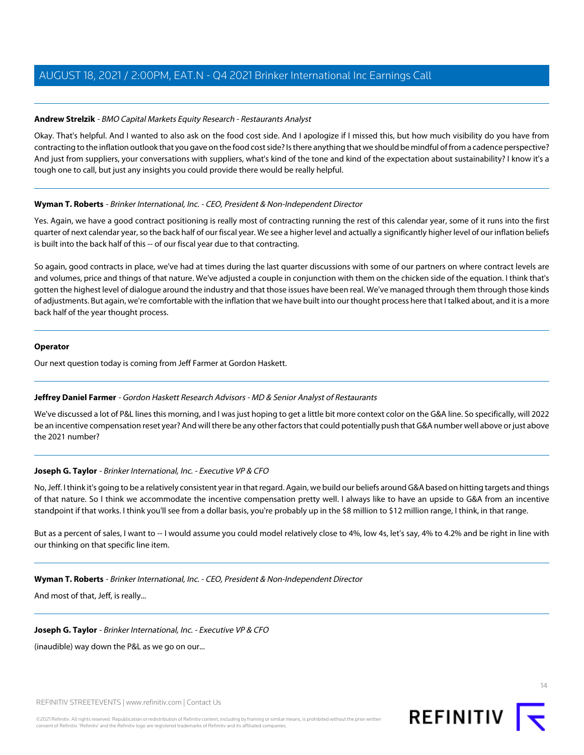**Andrew Strelzik** - *BMO Capital Markets Equity Research - Restaurants Analyst*

Okay. That's helpful. And I wanted to also ask on the food cost side. And I apologize if I missed this, but how much visibility do you have from contracting to the inflation outlook that you gave on the food cost side? Is there anything that we should be mindful of from a cadence perspective? And just from suppliers, your conversations with suppliers, what's kind of the tone and kind of the expectation about sustainability? I know it's a tough one to call, but just any insights you could provide there would be really helpful.

---

**Wyman T. Roberts** - *Brinker International, Inc. - CEO, President & Non-Independent Director*

Yes. Again, we have a good contract positioning is really most of contracting running the rest of this calendar year, some of it runs into the first quarter of next calendar year, so the back half of our fiscal year. We see a higher level and actually a significantly higher level of our inflation beliefs is built into the back half of this -- of our fiscal year due to that contracting.

So again, good contracts in place, we've had at times during the last quarter discussions with some of our partners on where contract levels are and volumes, price and things of that nature. We've adjusted a couple in conjunction with them on the chicken side of the equation. I think that's gotten the highest level of dialogue around the industry and that those issues have been real. We've managed through them through those kinds of adjustments. But again, we're comfortable with the inflation that we have built into our thought process here that I talked about, and it is a more back half of the year thought process.

---

**Operator**

Our next question today is coming from Jeff Farmer at Gordon Haskett.

---

**Jeffrey Daniel Farmer** - *Gordon Haskett Research Advisors - MD & Senior Analyst of Restaurants*

We've discussed a lot of P&L lines this morning, and I was just hoping to get a little bit more context color on the G&A line. So specifically, will 2022 be an incentive compensation reset year? And will there be any other factors that could potentially push that G&A number well above or just above the 2021 number?

---

**Joseph G. Taylor** - *Brinker International, Inc. - Executive VP & CFO*

No, Jeff. I think it's going to be a relatively consistent year in that regard. Again, we build our beliefs around G&A based on hitting targets and things of that nature. So I think we accommodate the incentive compensation pretty well. I always like to have an upside to G&A from an incentive standpoint if that works. I think you'll see from a dollar basis, you're probably up in the $8 million to $12 million range, I think, in that range.

But as a percent of sales, I want to -- I would assume you could model relatively close to 4%, low 4s, let's say, 4% to 4.2% and be right in line with our thinking on that specific line item.

---

**Wyman T. Roberts** - *Brinker International, Inc. - CEO, President & Non-Independent Director*

And most of that, Jeff, is really...

---

**Joseph G. Taylor** - *Brinker International, Inc. - Executive VP & CFO*

(inaudible) way down the P&L as we go on our...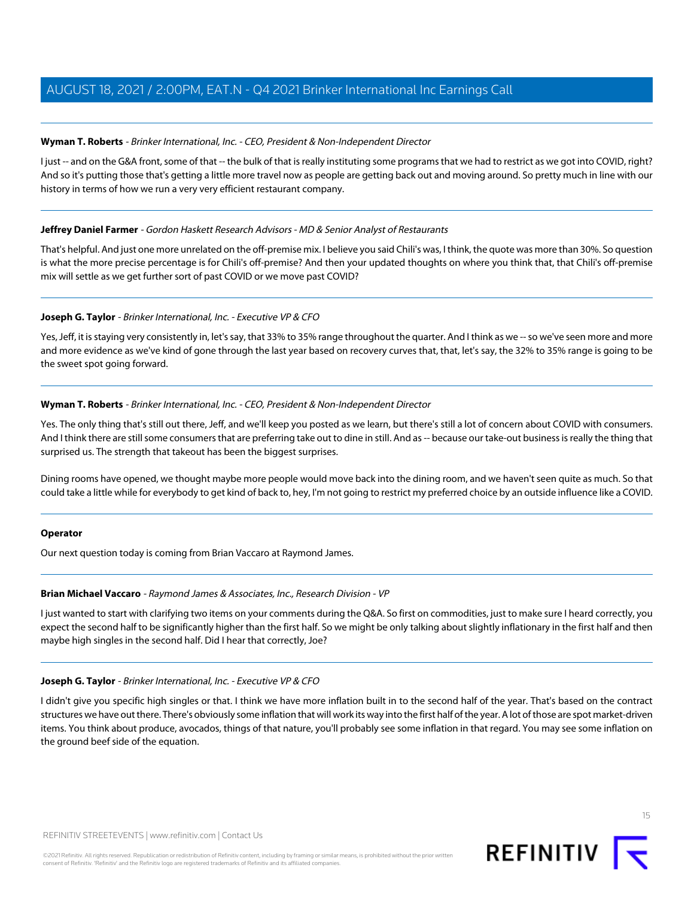**Wyman T. Roberts** - *Brinker International, Inc. - CEO, President & Non-Independent Director*

I just -- and on the G&A front, some of that -- the bulk of that is really instituting some programs that we had to restrict as we got into COVID, right? And so it's putting those that's getting a little more travel now as people are getting back out and moving around. So pretty much in line with our history in terms of how we run a very very efficient restaurant company.

---

**Jeffrey Daniel Farmer** - *Gordon Haskett Research Advisors - MD & Senior Analyst of Restaurants*

That's helpful. And just one more unrelated on the off-premise mix. I believe you said Chili's was, I think, the quote was more than 30%. So question is what the more precise percentage is for Chili's off-premise? And then your updated thoughts on where you think that, that Chili's off-premise mix will settle as we get further sort of past COVID or we move past COVID?

---

**Joseph G. Taylor** - *Brinker International, Inc. - Executive VP & CFO*

Yes, Jeff, it is staying very consistently in, let's say, that 33% to 35% range throughout the quarter. And I think as we -- so we've seen more and more and more evidence as we've kind of gone through the last year based on recovery curves that, that, let's say, the 32% to 35% range is going to be the sweet spot going forward.

---

**Wyman T. Roberts** - *Brinker International, Inc. - CEO, President & Non-Independent Director*

Yes. The only thing that's still out there, Jeff, and we'll keep you posted as we learn, but there's still a lot of concern about COVID with consumers. And I think there are still some consumers that are preferring take out to dine in still. And as -- because our take-out business is really the thing that surprised us. The strength that takeout has been the biggest surprises.

Dining rooms have opened, we thought maybe more people would move back into the dining room, and we haven't seen quite as much. So that could take a little while for everybody to get kind of back to, hey, I'm not going to restrict my preferred choice by an outside influence like a COVID.

---

**Operator**

Our next question today is coming from Brian Vaccaro at Raymond James.

---

**Brian Michael Vaccaro** - *Raymond James & Associates, Inc., Research Division - VP*

I just wanted to start with clarifying two items on your comments during the Q&A. So first on commodities, just to make sure I heard correctly, you expect the second half to be significantly higher than the first half. So we might be only talking about slightly inflationary in the first half and then maybe high singles in the second half. Did I hear that correctly, Joe?

---

**Joseph G. Taylor** - *Brinker International, Inc. - Executive VP & CFO*

I didn't give you specific high singles or that. I think we have more inflation built in to the second half of the year. That's based on the contract structures we have out there. There's obviously some inflation that will work its way into the first half of the year. A lot of those are spot market-driven items. You think about produce, avocados, things of that nature, you'll probably see some inflation in that regard. You may see some inflation on the ground beef side of the equation.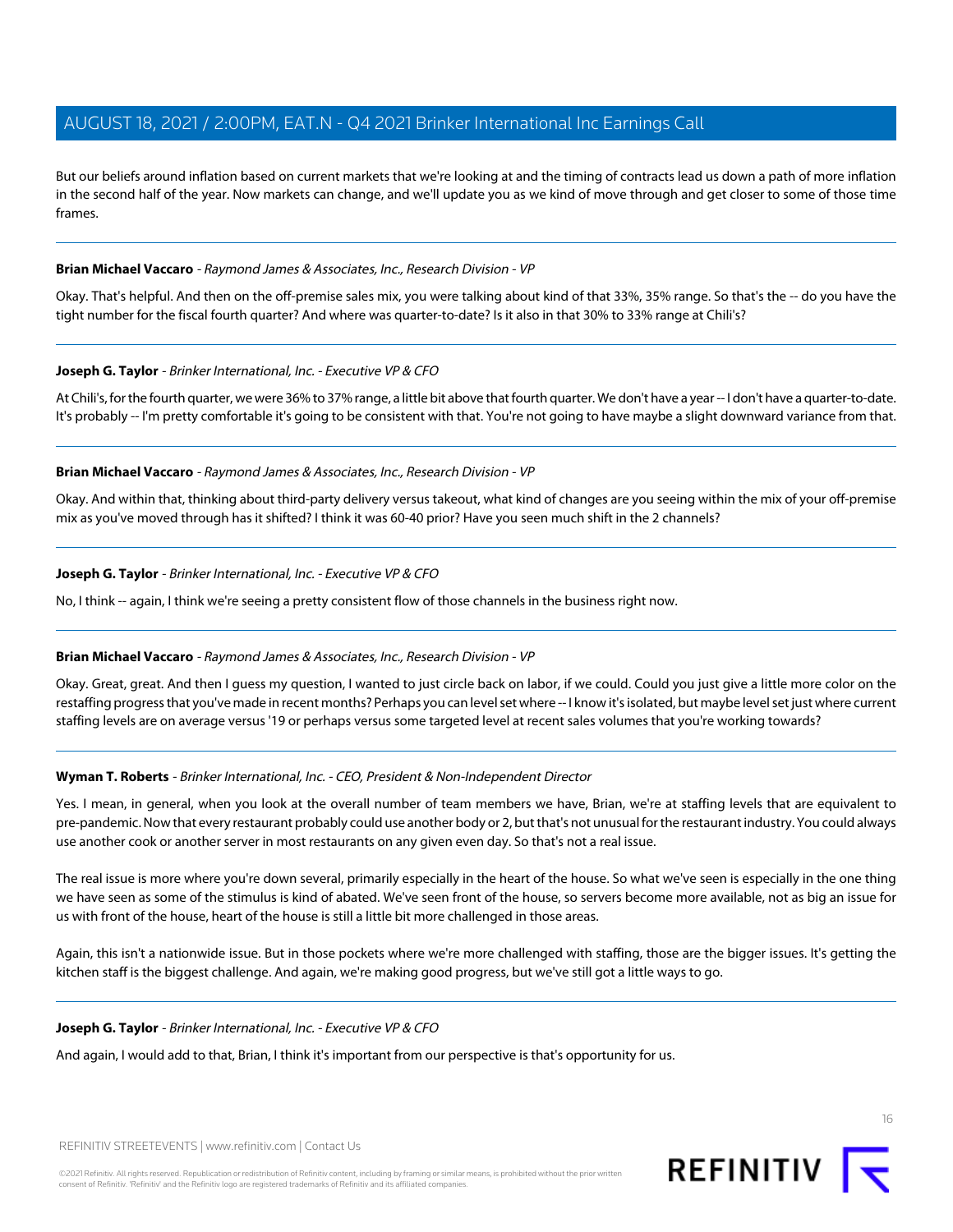But our beliefs around inflation based on current markets that we're looking at and the timing of contracts lead us down a path of more inflation in the second half of the year. Now markets can change, and we'll update you as we kind of move through and get closer to some of those time frames.

---

**Brian Michael Vaccaro** - *Raymond James & Associates, Inc., Research Division - VP*

Okay. That's helpful. And then on the off-premise sales mix, you were talking about kind of that 33%, 35% range. So that's the -- do you have the tight number for the fiscal fourth quarter? And where was quarter-to-date? Is it also in that 30% to 33% range at Chili's?

---

**Joseph G. Taylor** - *Brinker International, Inc. - Executive VP & CFO*

At Chili's, for the fourth quarter, we were 36% to 37% range, a little bit above that fourth quarter. We don't have a year -- I don't have a quarter-to-date. It's probably -- I'm pretty comfortable it's going to be consistent with that. You're not going to have maybe a slight downward variance from that.

---

**Brian Michael Vaccaro** - *Raymond James & Associates, Inc., Research Division - VP*

Okay. And within that, thinking about third-party delivery versus takeout, what kind of changes are you seeing within the mix of your off-premise mix as you've moved through has it shifted? I think it was 60-40 prior? Have you seen much shift in the 2 channels?

---

**Joseph G. Taylor** - *Brinker International, Inc. - Executive VP & CFO*

No, I think -- again, I think we're seeing a pretty consistent flow of those channels in the business right now.

---

**Brian Michael Vaccaro** - *Raymond James & Associates, Inc., Research Division - VP*

Okay. Great, great. And then I guess my question, I wanted to just circle back on labor, if we could. Could you just give a little more color on the restaffing progress that you've made in recent months? Perhaps you can level set where -- I know it's isolated, but maybe level set just where current staffing levels are on average versus '19 or perhaps versus some targeted level at recent sales volumes that you're working towards?

---

**Wyman T. Roberts** - *Brinker International, Inc. - CEO, President & Non-Independent Director*

Yes. I mean, in general, when you look at the overall number of team members we have, Brian, we're at staffing levels that are equivalent to pre-pandemic. Now that every restaurant probably could use another body or 2, but that's not unusual for the restaurant industry. You could always use another cook or another server in most restaurants on any given even day. So that's not a real issue.

The real issue is more where you're down several, primarily especially in the heart of the house. So what we've seen is especially in the one thing we have seen as some of the stimulus is kind of abated. We've seen front of the house, so servers become more available, not as big an issue for us with front of the house, heart of the house is still a little bit more challenged in those areas.

Again, this isn't a nationwide issue. But in those pockets where we're more challenged with staffing, those are the bigger issues. It's getting the kitchen staff is the biggest challenge. And again, we're making good progress, but we've still got a little ways to go.

---

**Joseph G. Taylor** - *Brinker International, Inc. - Executive VP & CFO*

And again, I would add to that, Brian, I think it's important from our perspective is that's opportunity for us.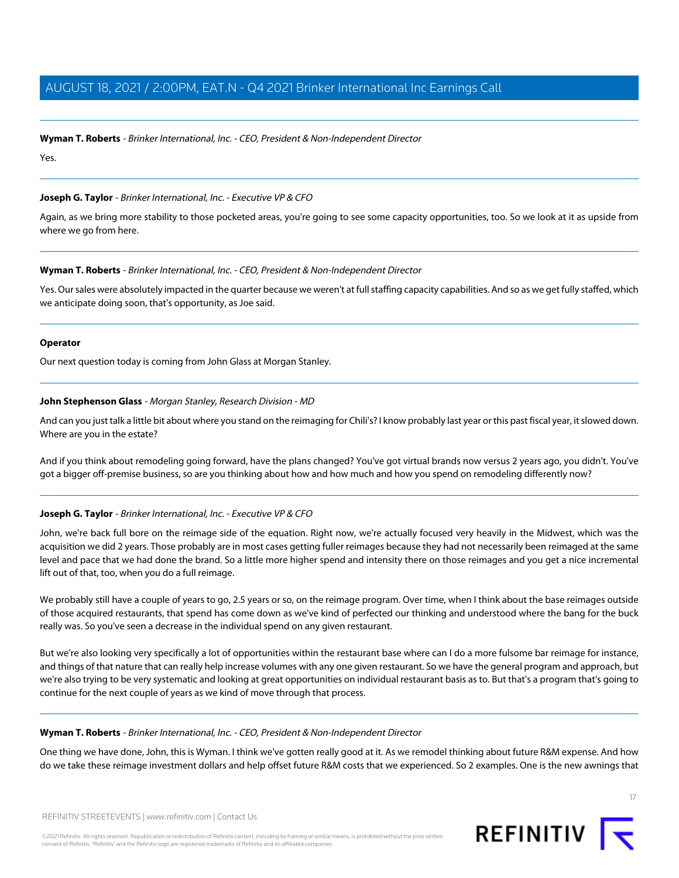**Wyman T. Roberts** - *Brinker International, Inc. - CEO, President & Non-Independent Director*

Yes.

---

**Joseph G. Taylor** - *Brinker International, Inc. - Executive VP & CFO*

Again, as we bring more stability to those pocketed areas, you're going to see some capacity opportunities, too. So we look at it as upside from where we go from here.

---

**Wyman T. Roberts** - *Brinker International, Inc. - CEO, President & Non-Independent Director*

Yes. Our sales were absolutely impacted in the quarter because we weren't at full staffing capacity capabilities. And so as we get fully staffed, which we anticipate doing soon, that's opportunity, as Joe said.

---

**Operator**

Our next question today is coming from John Glass at Morgan Stanley.

---

**John Stephenson Glass** - *Morgan Stanley, Research Division - MD*

And can you just talk a little bit about where you stand on the reimaging for Chili's? I know probably last year or this past fiscal year, it slowed down. Where are you in the estate?

And if you think about remodeling going forward, have the plans changed? You've got virtual brands now versus 2 years ago, you didn't. You've got a bigger off-premise business, so are you thinking about how and how much and how you spend on remodeling differently now?

---

**Joseph G. Taylor** - *Brinker International, Inc. - Executive VP & CFO*

John, we're back full bore on the reimage side of the equation. Right now, we're actually focused very heavily in the Midwest, which was the acquisition we did 2 years. Those probably are in most cases getting fuller reimages because they had not necessarily been reimaged at the same level and pace that we had done the brand. So a little more higher spend and intensity there on those reimages and you get a nice incremental lift out of that, too, when you do a full reimage.

We probably still have a couple of years to go, 2.5 years or so, on the reimage program. Over time, when I think about the base reimages outside of those acquired restaurants, that spend has come down as we've kind of perfected our thinking and understood where the bang for the buck really was. So you've seen a decrease in the individual spend on any given restaurant.

But we're also looking very specifically a lot of opportunities within the restaurant base where can I do a more fulsome bar reimage for instance, and things of that nature that can really help increase volumes with any one given restaurant. So we have the general program and approach, but we're also trying to be very systematic and looking at great opportunities on individual restaurant basis as to. But that's a program that's going to continue for the next couple of years as we kind of move through that process.

---

**Wyman T. Roberts** - *Brinker International, Inc. - CEO, President & Non-Independent Director*

One thing we have done, John, this is Wyman. I think we've gotten really good at it. As we remodel thinking about future R&M expense. And how do we take these reimage investment dollars and help offset future R&M costs that we experienced. So 2 examples. One is the new awnings that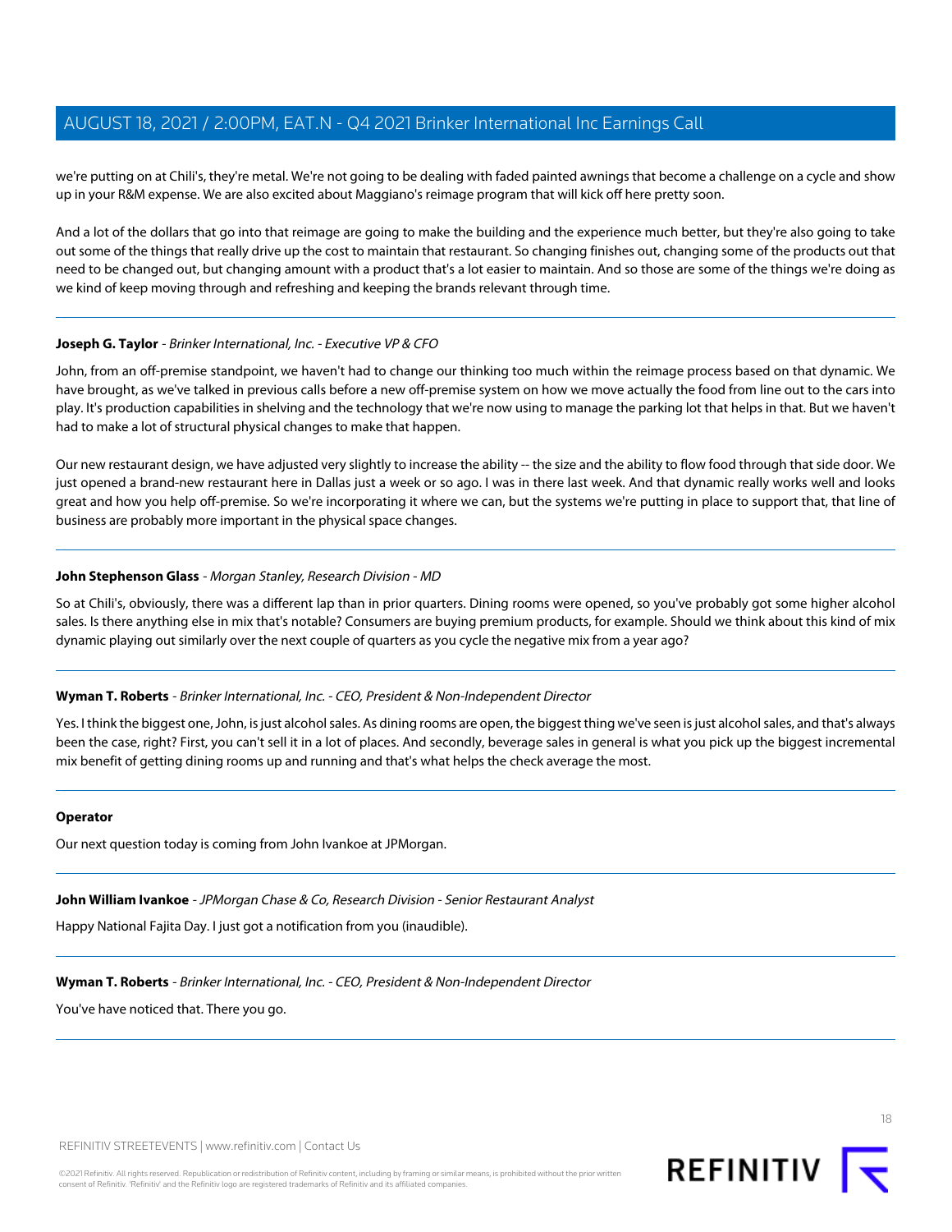we're putting on at Chili's, they're metal. We're not going to be dealing with faded painted awnings that become a challenge on a cycle and show up in your R&M expense. We are also excited about Maggiano's reimage program that will kick off here pretty soon.

And a lot of the dollars that go into that reimage are going to make the building and the experience much better, but they're also going to take out some of the things that really drive up the cost to maintain that restaurant. So changing finishes out, changing some of the products out that need to be changed out, but changing amount with a product that's a lot easier to maintain. And so those are some of the things we're doing as we kind of keep moving through and refreshing and keeping the brands relevant through time.

---

**Joseph G. Taylor** - *Brinker International, Inc. - Executive VP & CFO*

John, from an off-premise standpoint, we haven't had to change our thinking too much within the reimage process based on that dynamic. We have brought, as we've talked in previous calls before a new off-premise system on how we move actually the food from line out to the cars into play. It's production capabilities in shelving and the technology that we're now using to manage the parking lot that helps in that. But we haven't had to make a lot of structural physical changes to make that happen.

Our new restaurant design, we have adjusted very slightly to increase the ability -- the size and the ability to flow food through that side door. We just opened a brand-new restaurant here in Dallas just a week or so ago. I was in there last week. And that dynamic really works well and looks great and how you help off-premise. So we're incorporating it where we can, but the systems we're putting in place to support that, that line of business are probably more important in the physical space changes.

---

**John Stephenson Glass** - *Morgan Stanley, Research Division - MD*

So at Chili's, obviously, there was a different lap than in prior quarters. Dining rooms were opened, so you've probably got some higher alcohol sales. Is there anything else in mix that's notable? Consumers are buying premium products, for example. Should we think about this kind of mix dynamic playing out similarly over the next couple of quarters as you cycle the negative mix from a year ago?

---

**Wyman T. Roberts** - *Brinker International, Inc. - CEO, President & Non-Independent Director*

Yes. I think the biggest one, John, is just alcohol sales. As dining rooms are open, the biggest thing we've seen is just alcohol sales, and that's always been the case, right? First, you can't sell it in a lot of places. And secondly, beverage sales in general is what you pick up the biggest incremental mix benefit of getting dining rooms up and running and that's what helps the check average the most.

---

**Operator**

Our next question today is coming from John Ivankoe at JPMorgan.

---

**John William Ivankoe** - *JPMorgan Chase & Co, Research Division - Senior Restaurant Analyst*

Happy National Fajita Day. I just got a notification from you (inaudible).

---

**Wyman T. Roberts** - *Brinker International, Inc. - CEO, President & Non-Independent Director*

You've have noticed that. There you go.

---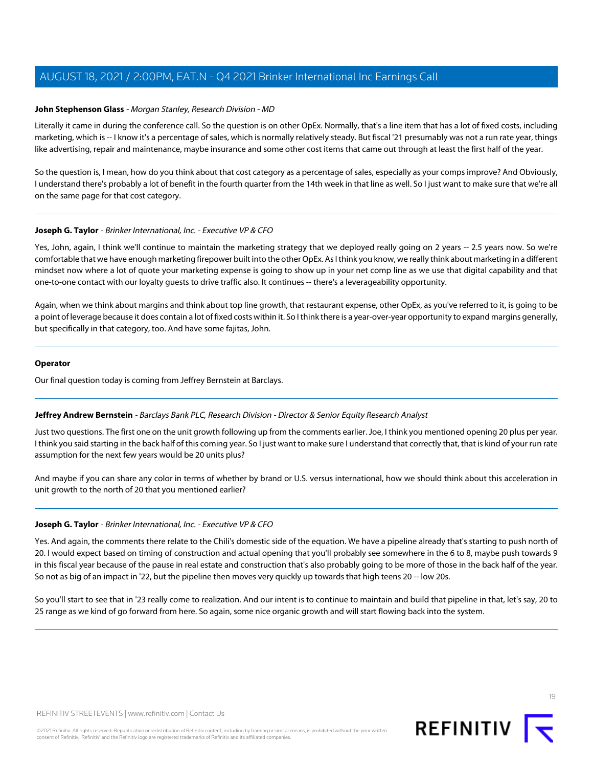**John Stephenson Glass** - *Morgan Stanley, Research Division - MD*

Literally it came in during the conference call. So the question is on other OpEx. Normally, that's a line item that has a lot of fixed costs, including marketing, which is -- I know it's a percentage of sales, which is normally relatively steady. But fiscal '21 presumably was not a run rate year, things like advertising, repair and maintenance, maybe insurance and some other cost items that came out through at least the first half of the year.

So the question is, I mean, how do you think about that cost category as a percentage of sales, especially as your comps improve? And Obviously, I understand there's probably a lot of benefit in the fourth quarter from the 14th week in that line as well. So I just want to make sure that we're all on the same page for that cost category.

---

**Joseph G. Taylor** - *Brinker International, Inc. - Executive VP & CFO*

Yes, John, again, I think we'll continue to maintain the marketing strategy that we deployed really going on 2 years -- 2.5 years now. So we're comfortable that we have enough marketing firepower built into the other OpEx. As I think you know, we really think about marketing in a different mindset now where a lot of quote your marketing expense is going to show up in your net comp line as we use that digital capability and that one-to-one contact with our loyalty guests to drive traffic also. It continues -- there's a leverageability opportunity.

Again, when we think about margins and think about top line growth, that restaurant expense, other OpEx, as you've referred to it, is going to be a point of leverage because it does contain a lot of fixed costs within it. So I think there is a year-over-year opportunity to expand margins generally, but specifically in that category, too. And have some fajitas, John.

---

**Operator**

Our final question today is coming from Jeffrey Bernstein at Barclays.

---

**Jeffrey Andrew Bernstein** - *Barclays Bank PLC, Research Division - Director & Senior Equity Research Analyst*

Just two questions. The first one on the unit growth following up from the comments earlier. Joe, I think you mentioned opening 20 plus per year. I think you said starting in the back half of this coming year. So I just want to make sure I understand that correctly that, that is kind of your run rate assumption for the next few years would be 20 units plus?

And maybe if you can share any color in terms of whether by brand or U.S. versus international, how we should think about this acceleration in unit growth to the north of 20 that you mentioned earlier?

---

**Joseph G. Taylor** - *Brinker International, Inc. - Executive VP & CFO*

Yes. And again, the comments there relate to the Chili's domestic side of the equation. We have a pipeline already that's starting to push north of 20. I would expect based on timing of construction and actual opening that you'll probably see somewhere in the 6 to 8, maybe push towards 9 in this fiscal year because of the pause in real estate and construction that's also probably going to be more of those in the back half of the year. So not as big of an impact in '22, but the pipeline then moves very quickly up towards that high teens 20 -- low 20s.

So you'll start to see that in '23 really come to realization. And our intent is to continue to maintain and build that pipeline in that, let's say, 20 to 25 range as we kind of go forward from here. So again, some nice organic growth and will start flowing back into the system.

---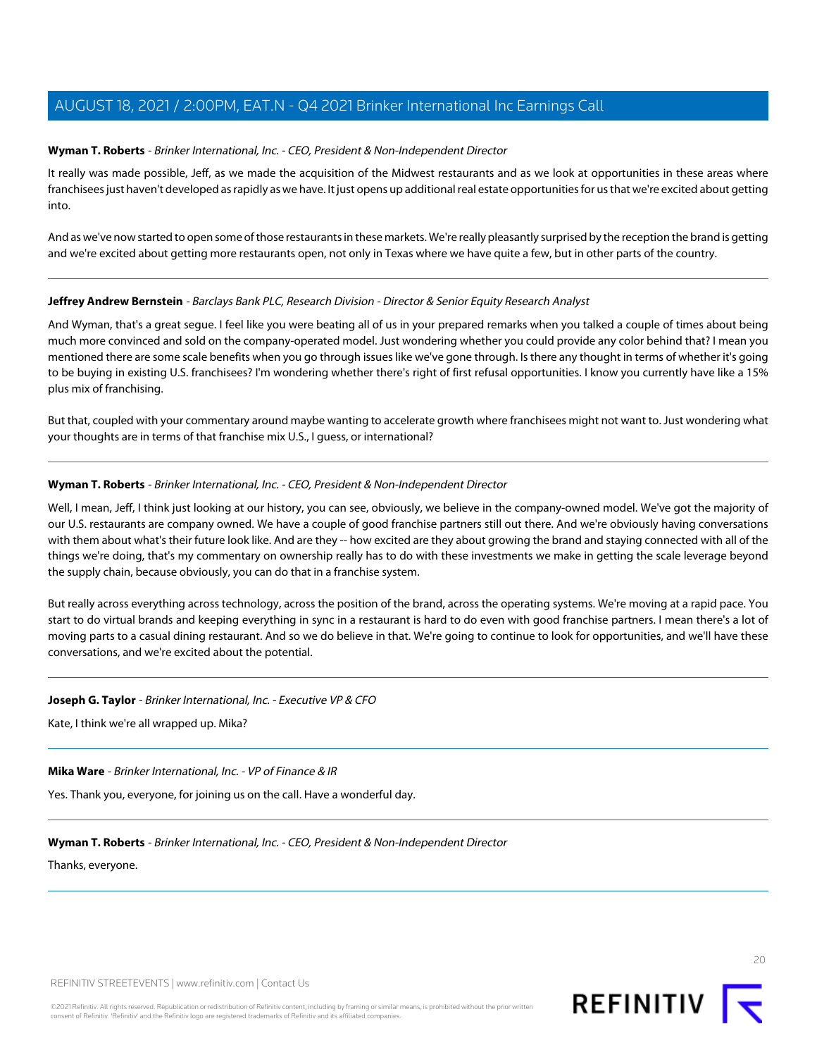**Wyman T. Roberts** - *Brinker International, Inc. - CEO, President & Non-Independent Director*

It really was made possible, Jeff, as we made the acquisition of the Midwest restaurants and as we look at opportunities in these areas where franchisees just haven't developed as rapidly as we have. It just opens up additional real estate opportunities for us that we're excited about getting into.

And as we've now started to open some of those restaurants in these markets. We're really pleasantly surprised by the reception the brand is getting and we're excited about getting more restaurants open, not only in Texas where we have quite a few, but in other parts of the country.

---

**Jeffrey Andrew Bernstein** - *Barclays Bank PLC, Research Division - Director & Senior Equity Research Analyst*

And Wyman, that's a great segue. I feel like you were beating all of us in your prepared remarks when you talked a couple of times about being much more convinced and sold on the company-operated model. Just wondering whether you could provide any color behind that? I mean you mentioned there are some scale benefits when you go through issues like we've gone through. Is there any thought in terms of whether it's going to be buying in existing U.S. franchisees? I'm wondering whether there's right of first refusal opportunities. I know you currently have like a 15% plus mix of franchising.

But that, coupled with your commentary around maybe wanting to accelerate growth where franchisees might not want to. Just wondering what your thoughts are in terms of that franchise mix U.S., I guess, or international?

---

**Wyman T. Roberts** - *Brinker International, Inc. - CEO, President & Non-Independent Director*

Well, I mean, Jeff, I think just looking at our history, you can see, obviously, we believe in the company-owned model. We've got the majority of our U.S. restaurants are company owned. We have a couple of good franchise partners still out there. And we're obviously having conversations with them about what's their future look like. And are they -- how excited are they about growing the brand and staying connected with all of the things we're doing, that's my commentary on ownership really has to do with these investments we make in getting the scale leverage beyond the supply chain, because obviously, you can do that in a franchise system.

But really across everything across technology, across the position of the brand, across the operating systems. We're moving at a rapid pace. You start to do virtual brands and keeping everything in sync in a restaurant is hard to do even with good franchise partners. I mean there's a lot of moving parts to a casual dining restaurant. And so we do believe in that. We're going to continue to look for opportunities, and we'll have these conversations, and we're excited about the potential.

---

**Joseph G. Taylor** - *Brinker International, Inc. - Executive VP & CFO*

Kate, I think we're all wrapped up. Mika?

---

**Mika Ware** - *Brinker International, Inc. - VP of Finance & IR*

Yes. Thank you, everyone, for joining us on the call. Have a wonderful day.

---

**Wyman T. Roberts** - *Brinker International, Inc. - CEO, President & Non-Independent Director*

Thanks, everyone.

---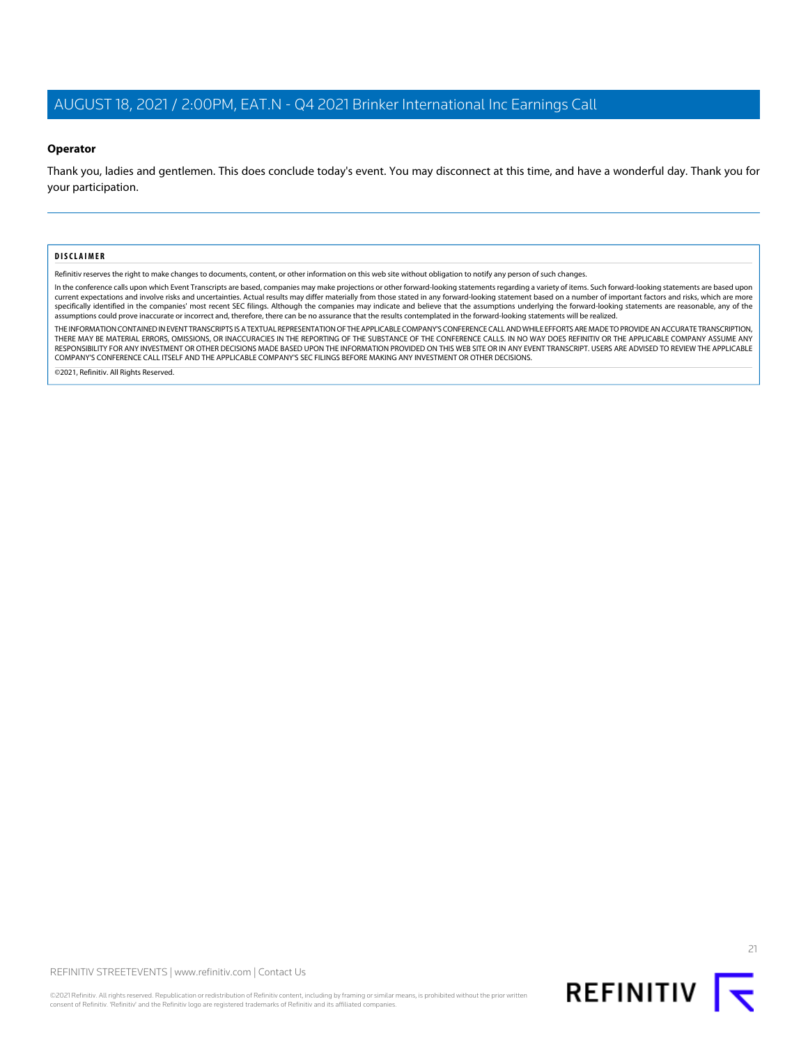**Operator**

Thank you, ladies and gentlemen. This does conclude today's event. You may disconnect at this time, and have a wonderful day. Thank you for your participation.

---

**DISCLAIMER**

Refinitiv reserves the right to make changes to documents, content, or other information on this web site without obligation to notify any person of such changes.

In the conference calls upon which Event Transcripts are based, companies may make projections or other forward-looking statements regarding a variety of items. Such forward-looking statements are based upon current expectations and involve risks and uncertainties. Actual results may differ materially from those stated in any forward-looking statement based on a number of important factors and risks, which are more specifically identified in the companies' most recent SEC filings. Although the companies may indicate and believe that the assumptions underlying the forward-looking statements are reasonable, any of the assumptions could prove inaccurate or incorrect and, therefore, there can be no assurance that the results contemplated in the forward-looking statements will be realized.

THE INFORMATION CONTAINED IN EVENT TRANSCRIPTS IS A TEXTUAL REPRESENTATION OF THE APPLICABLE COMPANY'S CONFERENCE CALL AND WHILE EFFORTS ARE MADE TO PROVIDE AN ACCURATE TRANSCRIPTION, THERE MAY BE MATERIAL ERRORS, OMISSIONS, OR INACCURACIES IN THE REPORTING OF THE SUBSTANCE OF THE CONFERENCE CALLS. IN NO WAY DOES REFINITIV OR THE APPLICABLE COMPANY ASSUME ANY RESPONSIBILITY FOR ANY INVESTMENT OR OTHER DECISIONS MADE BASED UPON THE INFORMATION PROVIDED ON THIS WEB SITE OR IN ANY EVENT TRANSCRIPT. USERS ARE ADVISED TO REVIEW THE APPLICABLE COMPANY'S CONFERENCE CALL ITSELF AND THE APPLICABLE COMPANY'S SEC FILINGS BEFORE MAKING ANY INVESTMENT OR OTHER DECISIONS.

©2021, Refinitiv. All Rights Reserved.